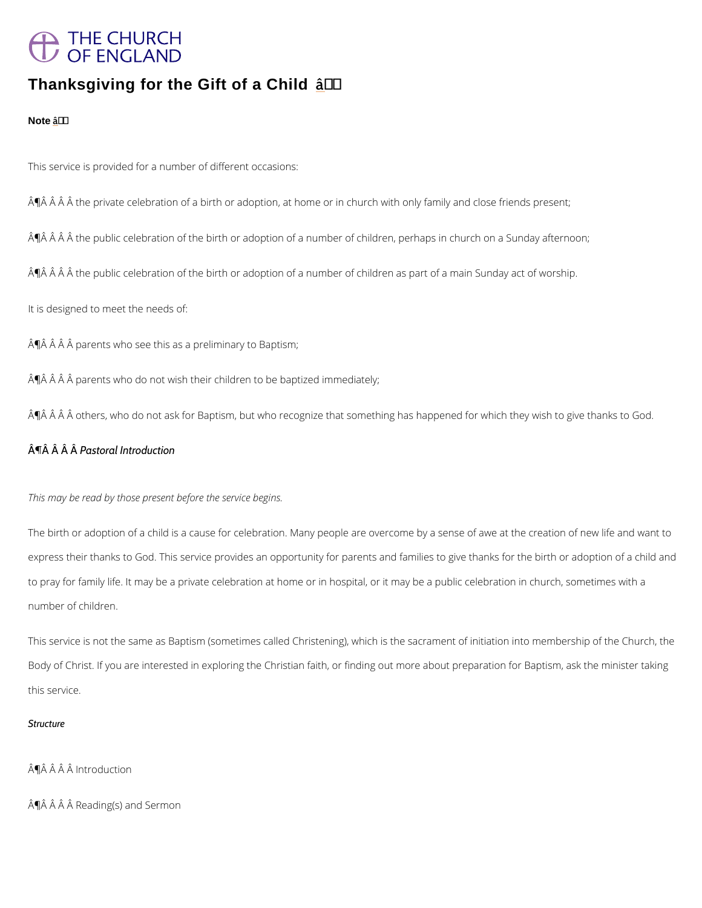# THE CHURCH OF ENGLAND

## Thanksgiving for the Gift of a Child â

**Note â**

This service is provided for a number of different occasions:

Â¶Â Â Â the private celebration of a birth or adoption, at home or in church with only family and close friends present;

Â¶Â Â Â the public celebration of the birth or adoption of a number of children, perhaps in church on a Sunday afternoon;

Â¶Â Â Â the public celebration of the birth or adoption of a number of children as part of a main Sunday act of worship.

It is designed to meet the needs of:

Â¶Â Â Â parents who see this as a preliminary to Baptism;

Â¶Â Â Â parents who do not wish their children to be baptized immediately;

Â¶Â Â Â others, who do not ask for Baptism, but who recognize that something has happened for which they wish to give thanks to God.

**Â¶Â Â Â** *Pastoral Introduction*

*This may be read by those present before the service begins.*

The birth or adoption of a child is a cause for celebration. Many people are overcome by a sense of awe at the creation of new life and want to express their thanks to God. This service provides an opportunity for parents and families to give thanks for the birth or adoption of a child and to pray for family life. It may be a private celebration at home or in hospital, or it may be a public celebration in church, sometimes with a number of children.

This service is not the same as Baptism (sometimes called Christening), which is the sacrament of initiation into membership of the Church, the Body of Christ. If you are interested in exploring the Christian faith, or finding out more about preparation for Baptism, ask the minister taking this service.

*Structure*

Â¶Â Â Â Introduction

Â¶Â Â Â Reading(s) and Sermon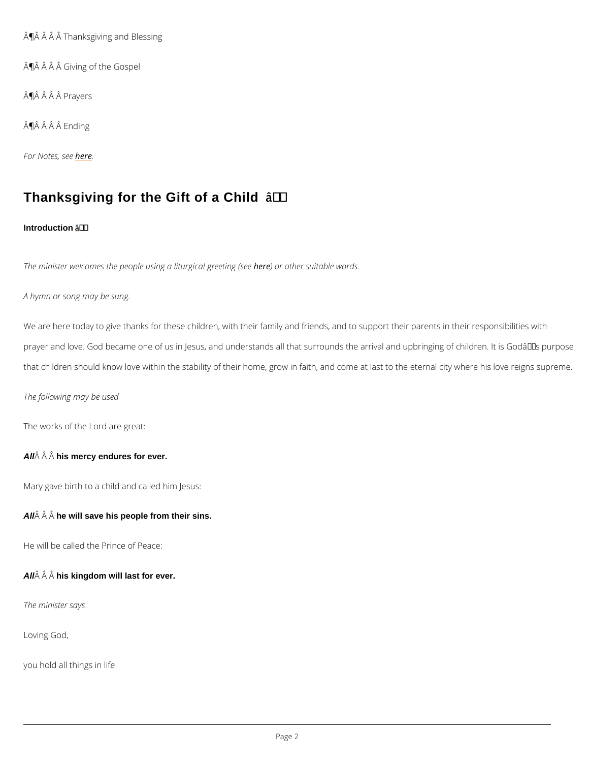¶    Thanksgiving and Blessing

¶    Giving of the Gospel

¶    Prayers

¶    Ending

*For Notes, see here.*

## Thanksgiving for the Gift of a Child

### Introduction

*The minister welcomes the people using a liturgical greeting (see here) or other suitable words.*

*A hymn or song may be sung.*

We are here today to give thanks for these children, with their family and friends, and to support their parents in their responsibilities with prayer and love. God became one of us in Jesus, and understands all that surrounds the arrival and upbringing of children. It is God's purpose that children should know love within the stability of their home, grow in faith, and come at last to the eternal city where his love reigns supreme.

*The following may be used*

The works of the Lord are great:

***All***   **his mercy endures for ever.**

Mary gave birth to a child and called him Jesus:

***All***   **he will save his people from their sins.**

He will be called the Prince of Peace:

***All***   **his kingdom will last for ever.**

*The minister says*

Loving God,

you hold all things in life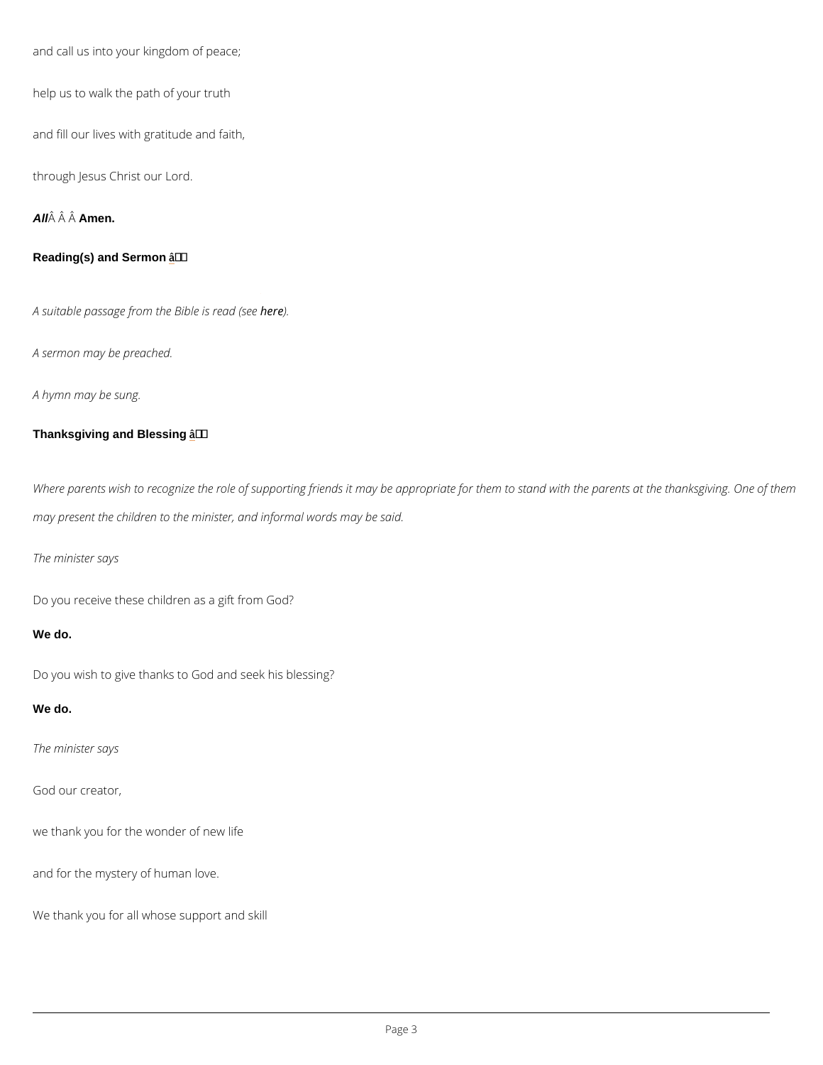and call us into your kingdom of peace;

help us to walk the path of your truth

and fill our lives with gratitude and faith,

through Jesus Christ our Lord.

***All*** **Amen.**

**Reading(s) and Sermon**

*A suitable passage from the Bible is read (see here).*

*A sermon may be preached.*

*A hymn may be sung.*

**Thanksgiving and Blessing**

*Where parents wish to recognize the role of supporting friends it may be appropriate for them to stand with the parents at the thanksgiving. One of them may present the children to the minister, and informal words may be said.*

*The minister says*

Do you receive these children as a gift from God?

**We do.**

Do you wish to give thanks to God and seek his blessing?

**We do.**

*The minister says*

God our creator,

we thank you for the wonder of new life

and for the mystery of human love.

We thank you for all whose support and skill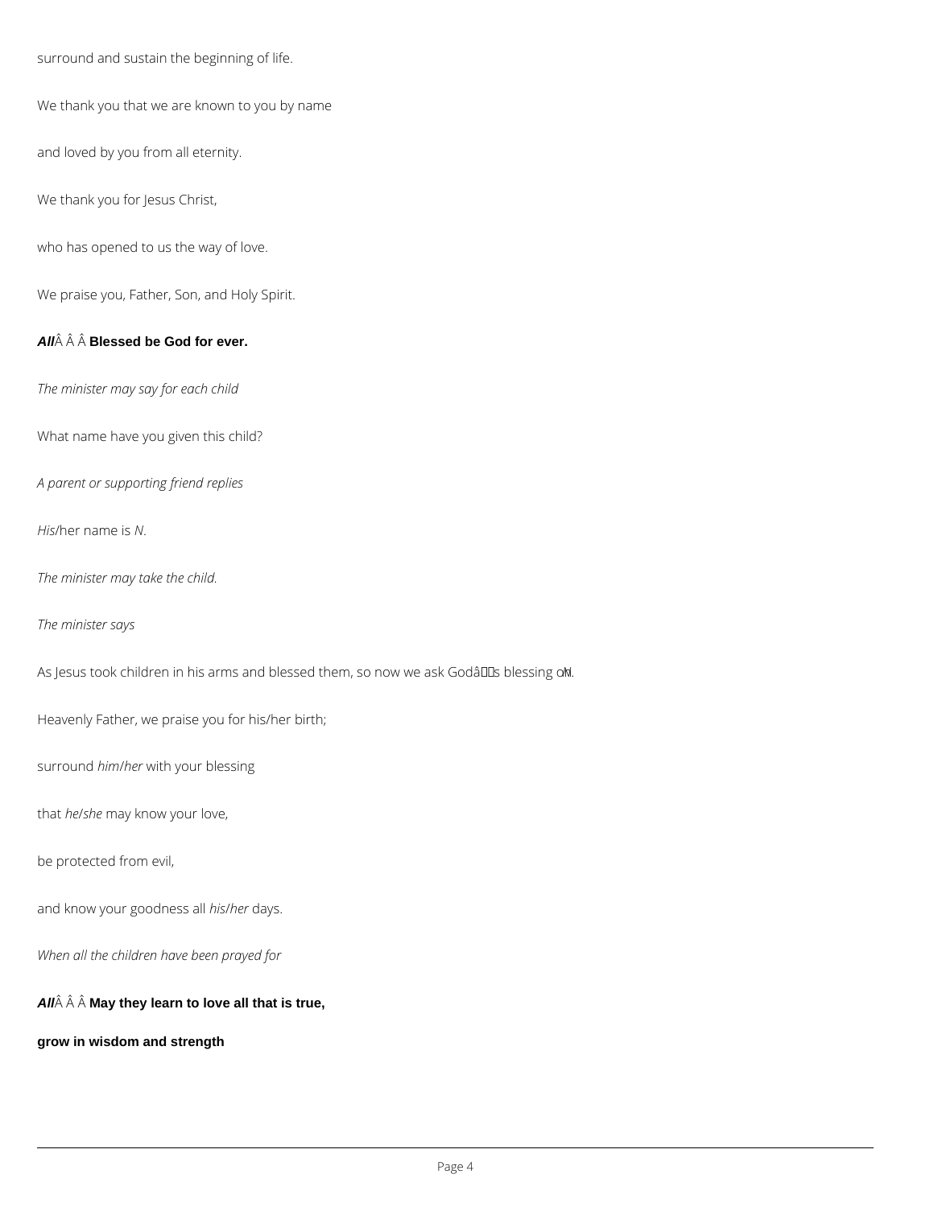surround and sustain the beginning of life.

We thank you that we are known to you by name

and loved by you from all eternity.

We thank you for Jesus Christ,

who has opened to us the way of love.

We praise you, Father, Son, and Holy Spirit.

***All*** Â Â Â **Blessed be God for ever.**

*The minister may say for each child*

What name have you given this child?

*A parent or supporting friend replies*

*His*/her name is *N*.

*The minister may take the child.*

*The minister says*

As Jesus took children in his arms and blessed them, so now we ask Godâs blessing on *N*.

Heavenly Father, we praise you for his/her birth;

surround *him*/*her* with your blessing

that *he*/*she* may know your love,

be protected from evil,

and know your goodness all *his*/*her* days.

*When all the children have been prayed for*

***All*** Â Â Â **May they learn to love all that is true,**

**grow in wisdom and strength**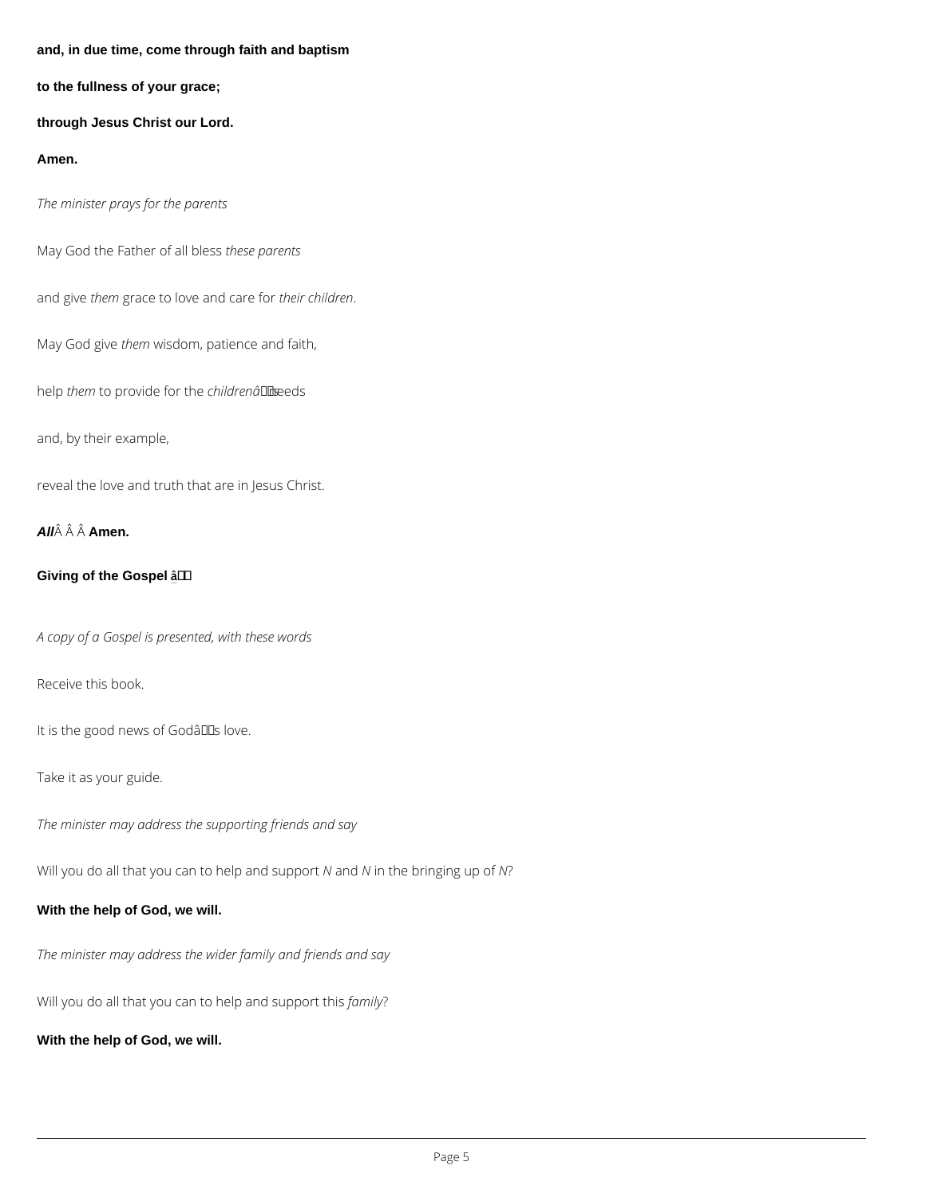**and, in due time, come through faith and baptism**

**to the fullness of your grace;**

**through Jesus Christ our Lord.**

**Amen.**

*The minister prays for the parents*

May God the Father of all bless *these parents*

and give *them* grace to love and care for *their children*.

May God give *them* wisdom, patience and faith,

help *them* to provide for the *childrenâs* needs

and, by their example,

reveal the love and truth that are in Jesus Christ.

***All*** Â Â Â **Amen.**

**Giving of the Gospel** â

*A copy of a Gospel is presented, with these words*

Receive this book.

It is the good news of Godâs love.

Take it as your guide.

*The minister may address the supporting friends and say*

Will you do all that you can to help and support *N* and *N* in the bringing up of *N*?

**With the help of God, we will.**

*The minister may address the wider family and friends and say*

Will you do all that you can to help and support this *family*?

**With the help of God, we will.**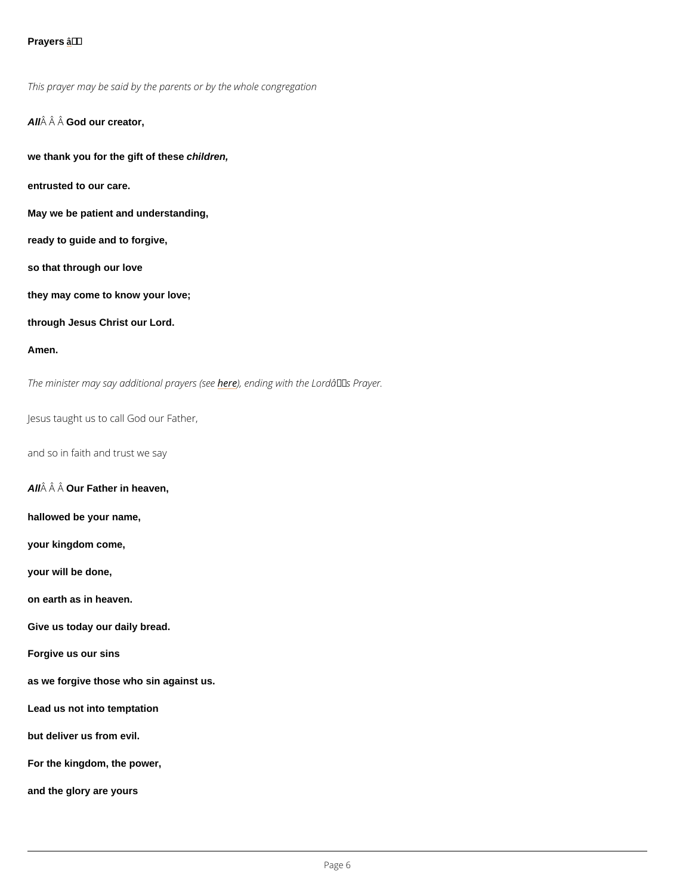**Prayers â**

*This prayer may be said by the parents or by the whole congregation*

*All*Â Â Â **God our creator,**

**we thank you for the gift of these *children,***

**entrusted to our care.**

**May we be patient and understanding,**

**ready to guide and to forgive,**

**so that through our love**

**they may come to know your love;**

**through Jesus Christ our Lord.**

**Amen.**

*The minister may say additional prayers (see here), ending with the Lordâs Prayer.*

Jesus taught us to call God our Father,

and so in faith and trust we say

*All*Â Â Â **Our Father in heaven,**

**hallowed be your name,**

**your kingdom come,**

**your will be done,**

**on earth as in heaven.**

**Give us today our daily bread.**

**Forgive us our sins**

**as we forgive those who sin against us.**

**Lead us not into temptation**

**but deliver us from evil.**

**For the kingdom, the power,**

**and the glory are yours**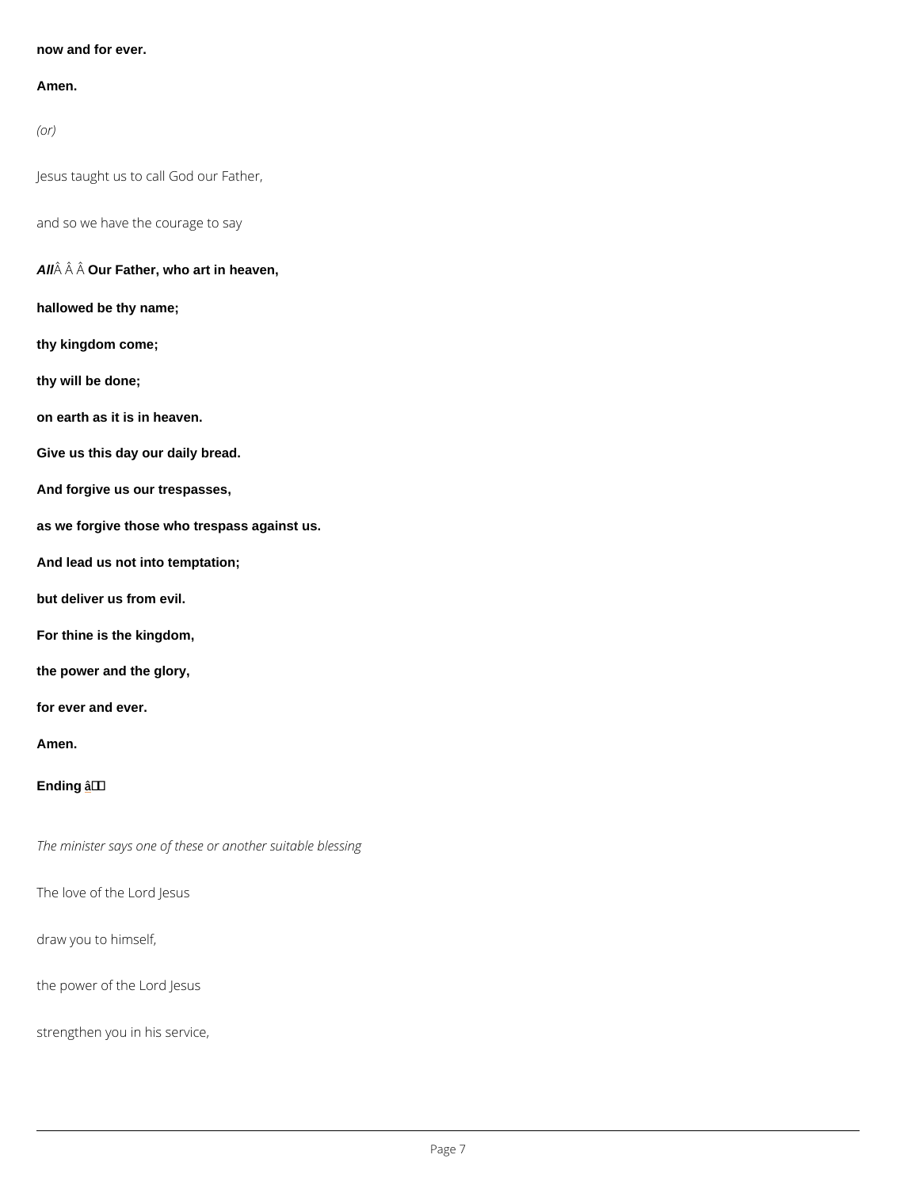**now and for ever.**

**Amen.**

*(or)*

Jesus taught us to call God our Father,

and so we have the courage to say

***All*** **Our Father, who art in heaven,**

**hallowed be thy name;**

**thy kingdom come;**

**thy will be done;**

**on earth as it is in heaven.**

**Give us this day our daily bread.**

**And forgive us our trespasses,**

**as we forgive those who trespass against us.**

**And lead us not into temptation;**

**but deliver us from evil.**

**For thine is the kingdom,**

**the power and the glory,**

**for ever and ever.**

**Amen.**

**Ending**

*The minister says one of these or another suitable blessing*

The love of the Lord Jesus

draw you to himself,

the power of the Lord Jesus

strengthen you in his service,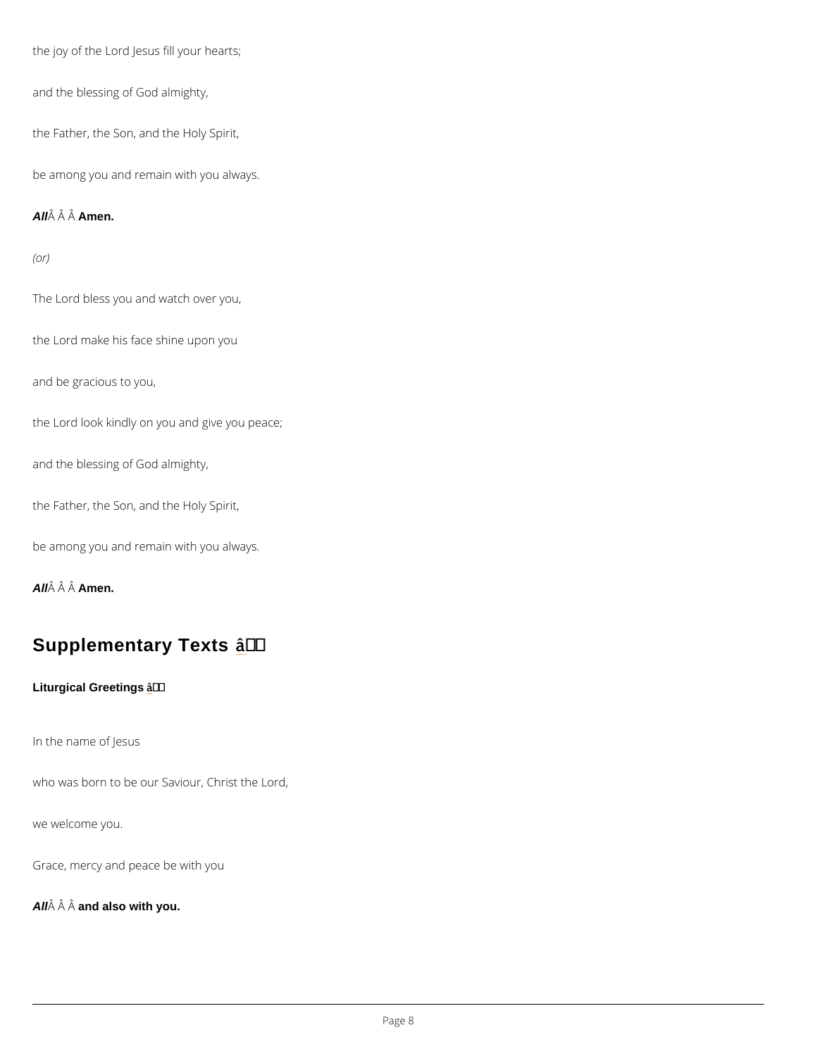the joy of the Lord Jesus fill your hearts;

and the blessing of God almighty,

the Father, the Son, and the Holy Spirit,

be among you and remain with you always.

***All***Â Â Â **Amen.**

*(or)*

The Lord bless you and watch over you,

the Lord make his face shine upon you

and be gracious to you,

the Lord look kindly on you and give you peace;

and the blessing of God almighty,

the Father, the Son, and the Holy Spirit,

be among you and remain with you always.

***All***Â Â Â **Amen.**

## Supplementary Texts â

### Liturgical Greetings â

In the name of Jesus

who was born to be our Saviour, Christ the Lord,

we welcome you.

Grace, mercy and peace be with you

***All***Â Â Â **and also with you.**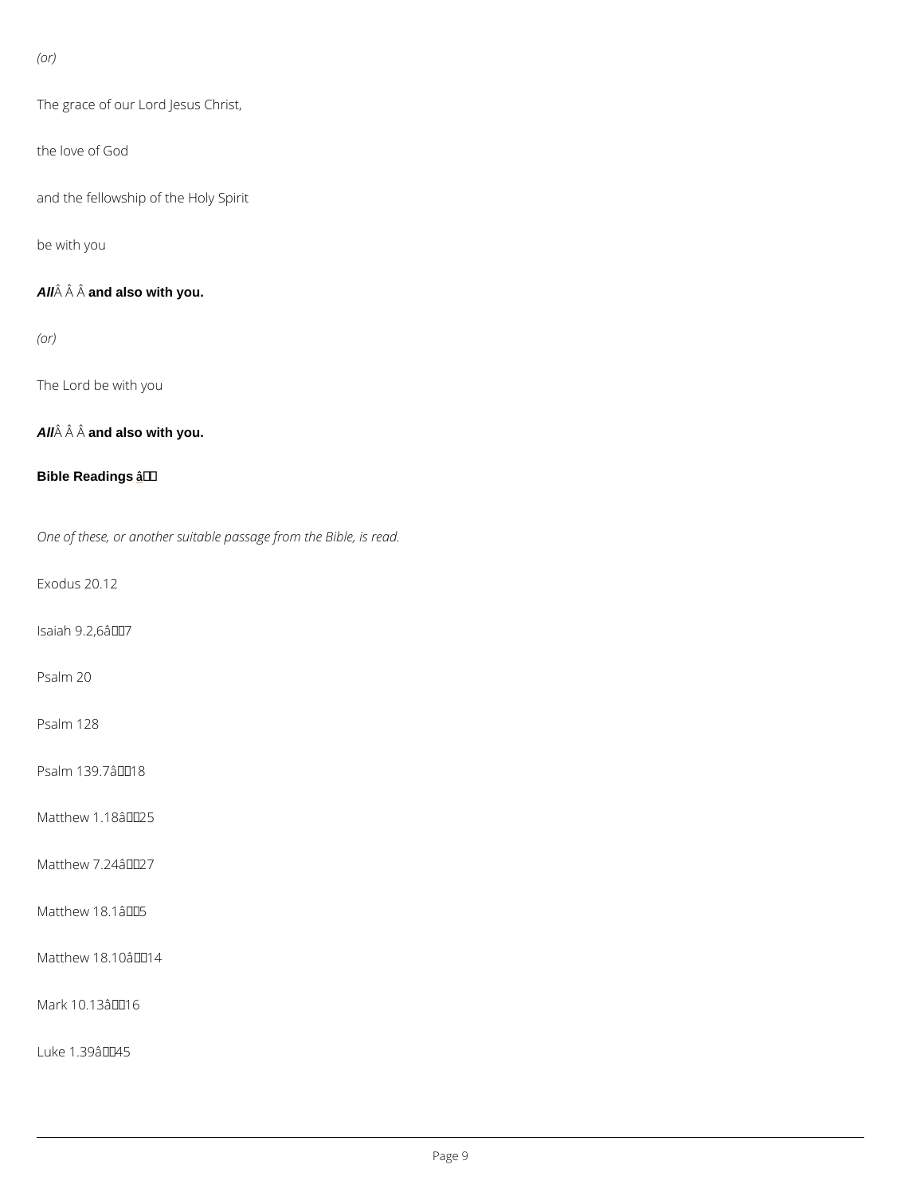*(or)*

The grace of our Lord Jesus Christ,

the love of God

and the fellowship of the Holy Spirit

be with you

***All*** **and also with you.**

*(or)*

The Lord be with you

***All*** **and also with you.**

**Bible Readings**

*One of these, or another suitable passage from the Bible, is read.*

Exodus 20.12

Isaiah 9.2,6–7

Psalm 20

Psalm 128

Psalm 139.7–18

Matthew 1.18–25

Matthew 7.24–27

Matthew 18.1–5

Matthew 18.10–14

Mark 10.13–16

Luke 1.39–45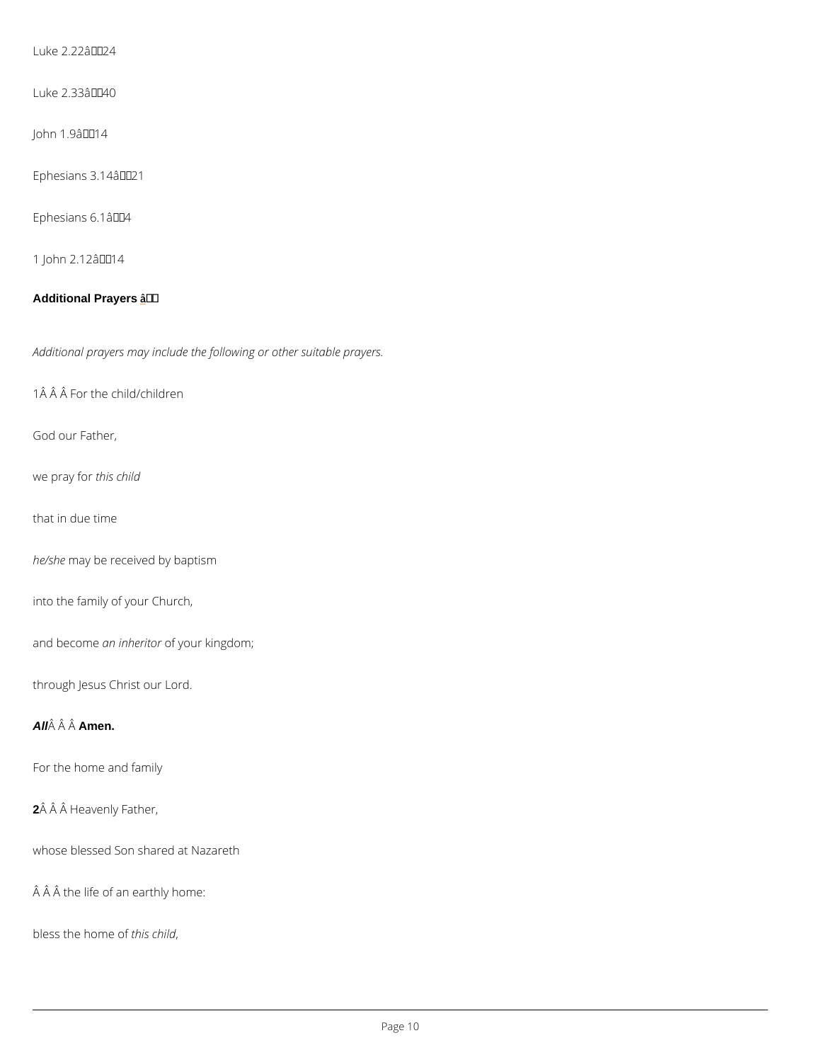Luke 2.22–24

Luke 2.33–40

John 1.9–14

Ephesians 3.14–21

Ephesians 6.1–4

1 John 2.12–14

**Additional Prayers ¶**

*Additional prayers may include the following or other suitable prayers.*

1 For the child/children

God our Father,

we pray for *this child*

that in due time

*he/she* may be received by baptism

into the family of your Church,

and become *an inheritor* of your kingdom;

through Jesus Christ our Lord.

***All*** **Amen.**

For the home and family

**2** Heavenly Father,

whose blessed Son shared at Nazareth

the life of an earthly home:

bless the home of *this child*,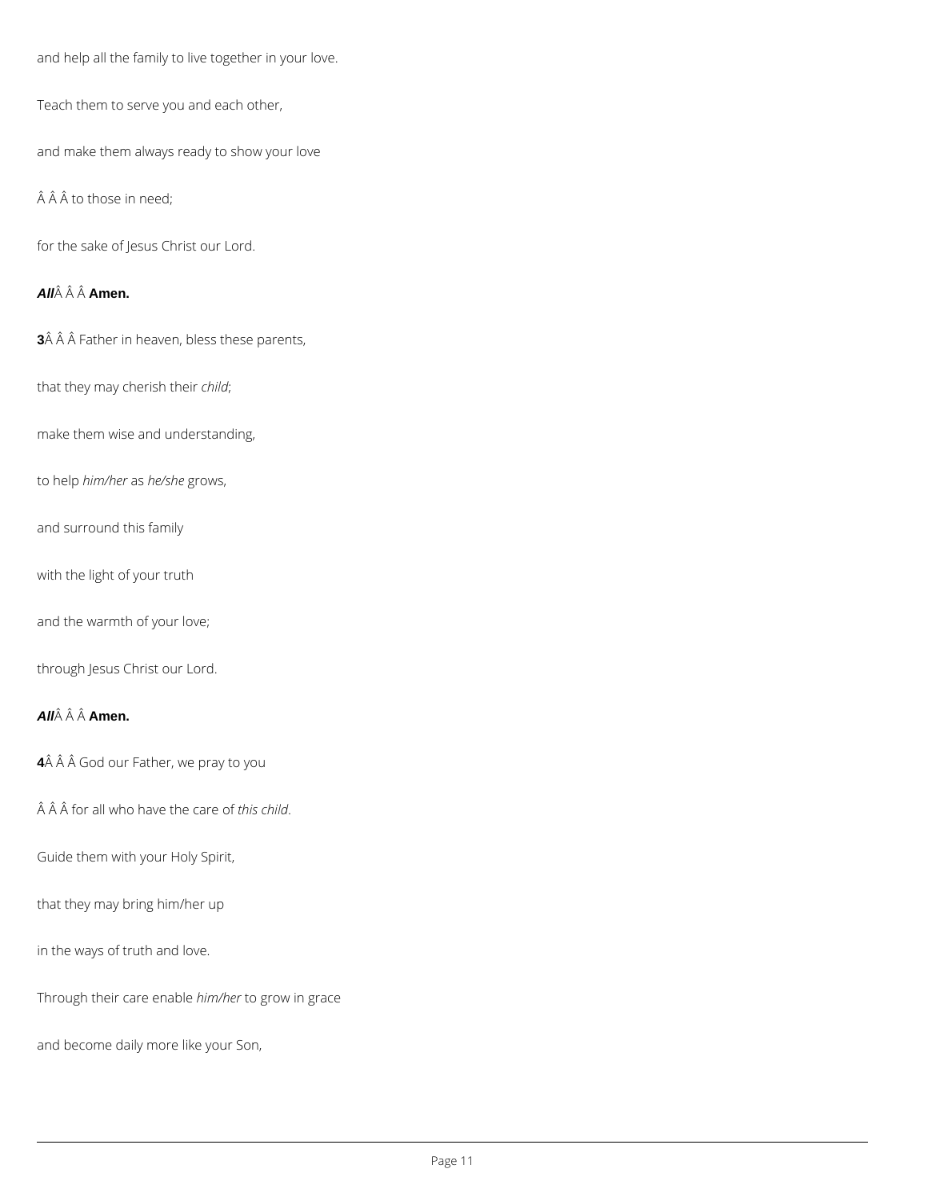and help all the family to live together in your love.

Teach them to serve you and each other,

and make them always ready to show your love

Â Â Â to those in need;

for the sake of Jesus Christ our Lord.

***All***Â Â Â **Amen.**

**3**Â Â Â Father in heaven, bless these parents,

that they may cherish their *child*;

make them wise and understanding,

to help *him/her* as *he/she* grows,

and surround this family

with the light of your truth

and the warmth of your love;

through Jesus Christ our Lord.

***All***Â Â Â **Amen.**

**4**Â Â Â God our Father, we pray to you

Â Â Â for all who have the care of *this child*.

Guide them with your Holy Spirit,

that they may bring him/her up

in the ways of truth and love.

Through their care enable *him/her* to grow in grace

and become daily more like your Son,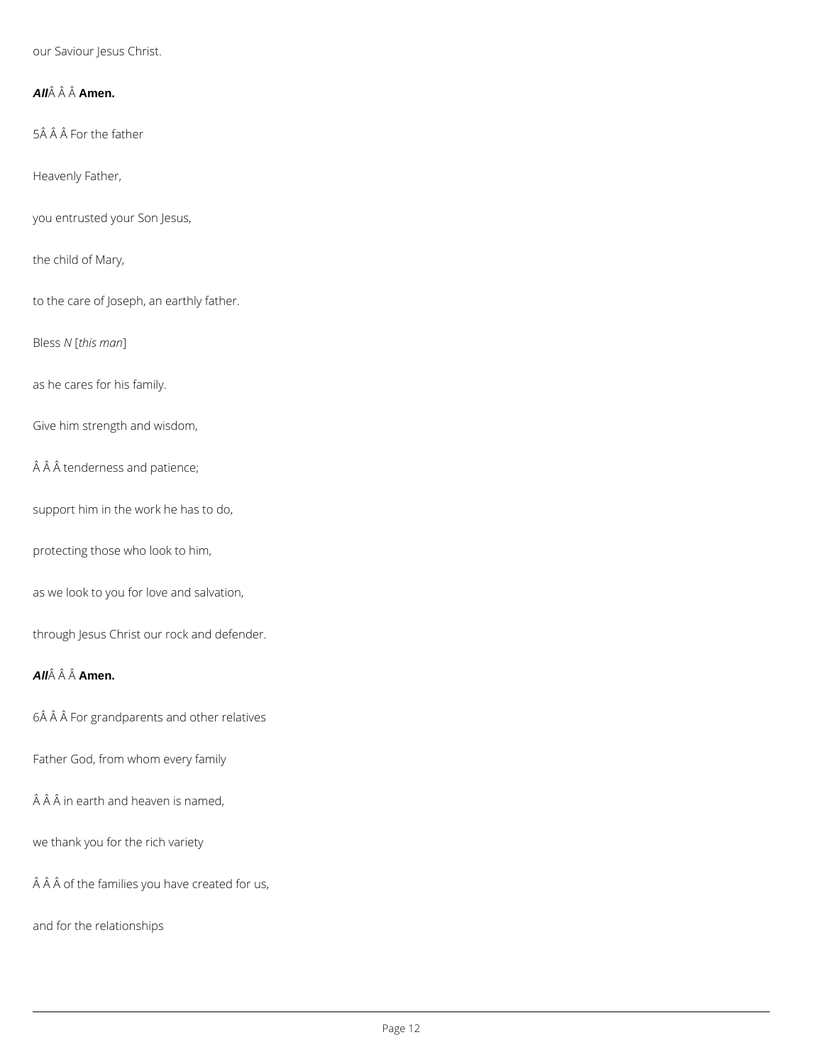our Saviour Jesus Christ.

***All*Â Â Â Amen.**

5Â Â Â For the father

Heavenly Father,

you entrusted your Son Jesus,

the child of Mary,

to the care of Joseph, an earthly father.

Bless *N* [*this man*]

as he cares for his family.

Give him strength and wisdom,

Â Â Â tenderness and patience;

support him in the work he has to do,

protecting those who look to him,

as we look to you for love and salvation,

through Jesus Christ our rock and defender.

***All*Â Â Â Amen.**

6Â Â Â For grandparents and other relatives

Father God, from whom every family

Â Â Â in earth and heaven is named,

we thank you for the rich variety

Â Â Â of the families you have created for us,

and for the relationships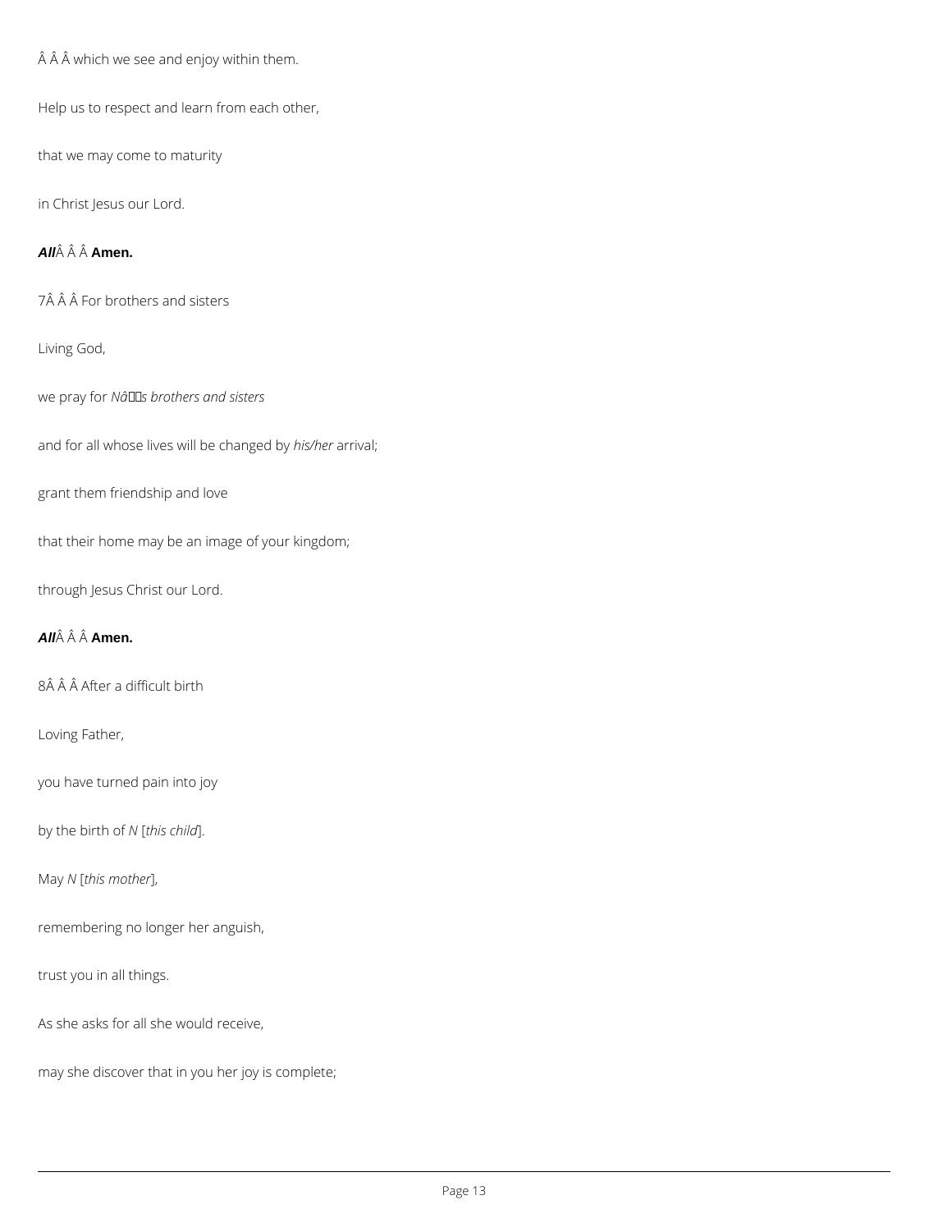Â Â Â which we see and enjoy within them.

Help us to respect and learn from each other,

that we may come to maturity

in Christ Jesus our Lord.

***All***Â Â Â **Amen.**

7Â Â Â For brothers and sisters

Living God,

we pray for *Nâs brothers and sisters*

and for all whose lives will be changed by *his/her* arrival;

grant them friendship and love

that their home may be an image of your kingdom;

through Jesus Christ our Lord.

***All***Â Â Â **Amen.**

8Â Â Â After a difficult birth

Loving Father,

you have turned pain into joy

by the birth of *N* [*this child*].

May *N* [*this mother*],

remembering no longer her anguish,

trust you in all things.

As she asks for all she would receive,

may she discover that in you her joy is complete;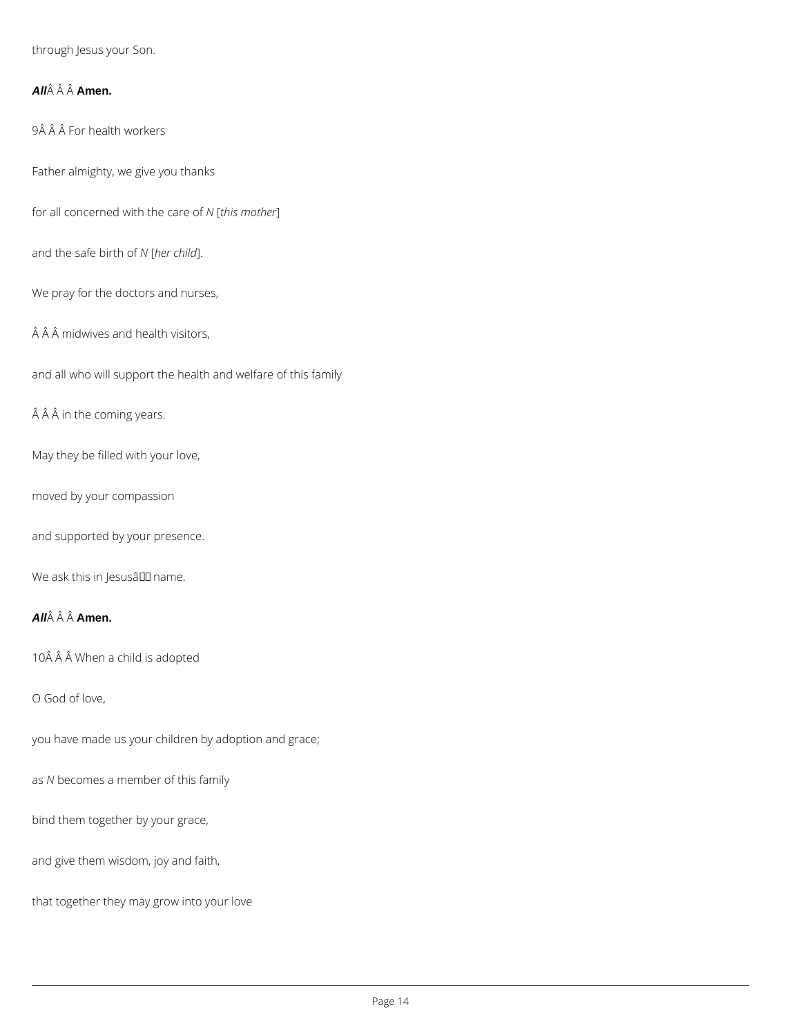through Jesus your Son.

***All***Â Â Â **Amen.**

9Â Â Â For health workers

Father almighty, we give you thanks

for all concerned with the care of *N* [*this mother*]

and the safe birth of *N* [*her child*].

We pray for the doctors and nurses,

Â Â Â midwives and health visitors,

and all who will support the health and welfare of this family

Â Â Â in the coming years.

May they be filled with your love,

moved by your compassion

and supported by your presence.

We ask this in Jesusâ name.

***All***Â Â Â **Amen.**

10Â Â Â When a child is adopted

O God of love,

you have made us your children by adoption and grace;

as *N* becomes a member of this family

bind them together by your grace,

and give them wisdom, joy and faith,

that together they may grow into your love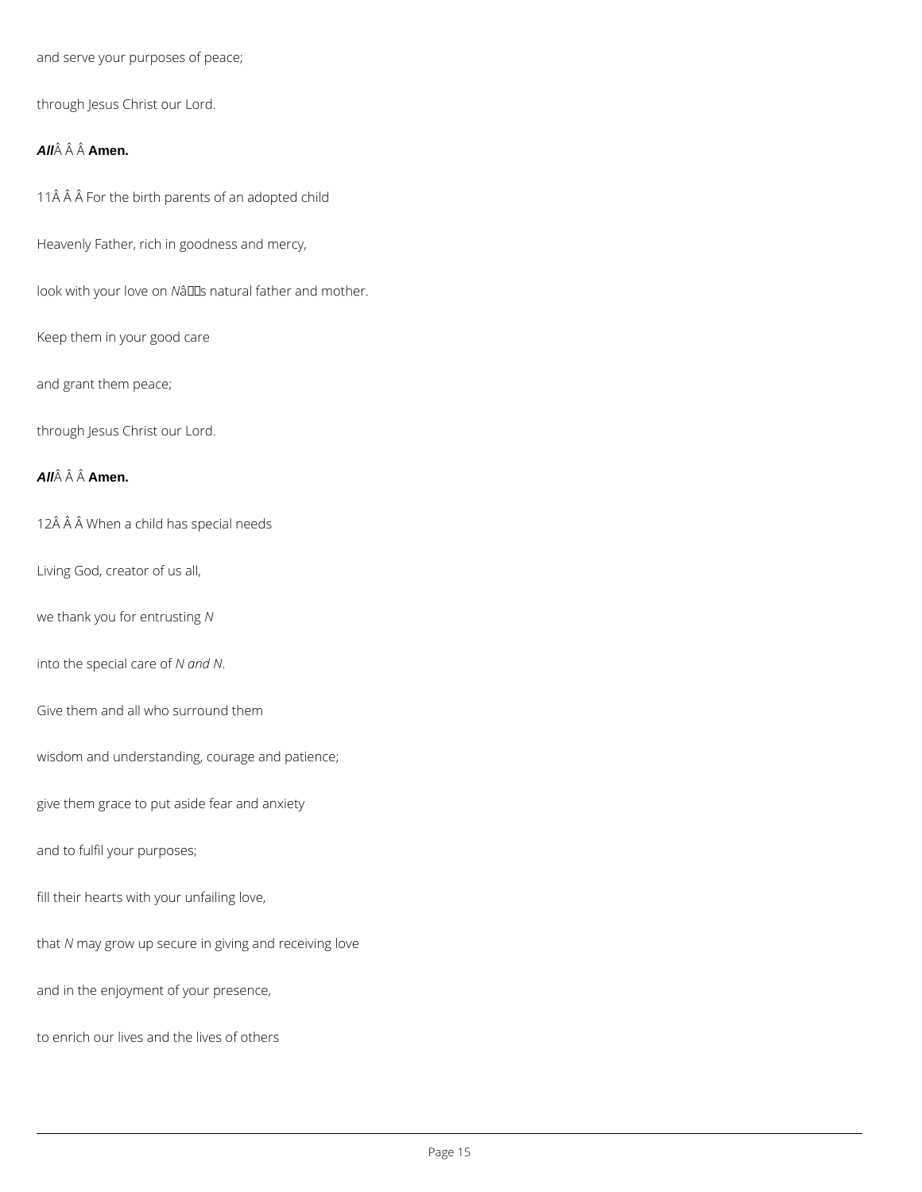and serve your purposes of peace;

through Jesus Christ our Lord.

***All*** **Amen.**

11 For the birth parents of an adopted child

Heavenly Father, rich in goodness and mercy,

look with your love on *N*'s natural father and mother.

Keep them in your good care

and grant them peace;

through Jesus Christ our Lord.

***All*** **Amen.**

12 When a child has special needs

Living God, creator of us all,

we thank you for entrusting *N*

into the special care of *N and N*.

Give them and all who surround them

wisdom and understanding, courage and patience;

give them grace to put aside fear and anxiety

and to fulfil your purposes;

fill their hearts with your unfailing love,

that *N* may grow up secure in giving and receiving love

and in the enjoyment of your presence,

to enrich our lives and the lives of others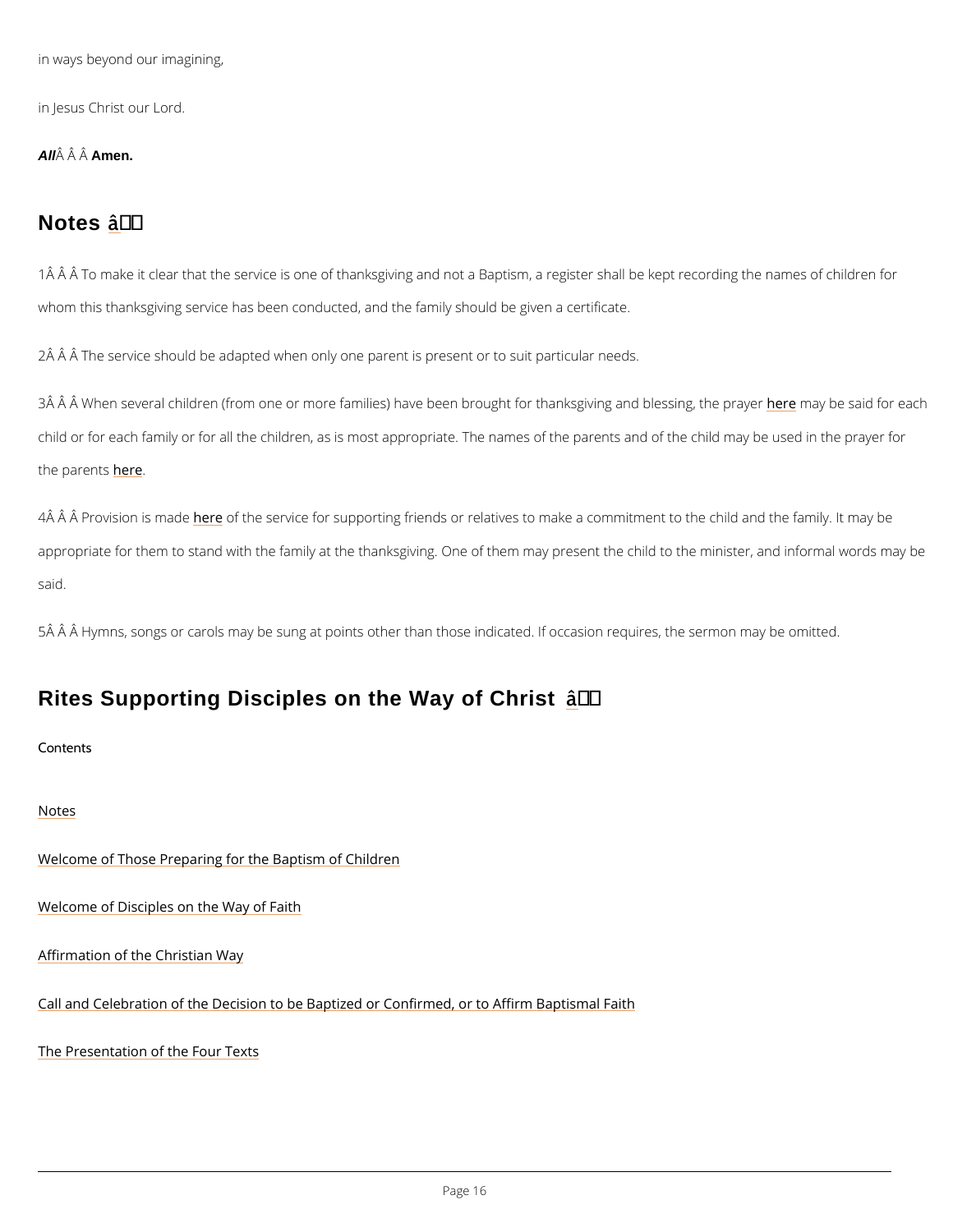in ways beyond our imagining,

in Jesus Christ our Lord.

*All*     **Amen.**

## Notes

1   To make it clear that the service is one of thanksgiving and not a Baptism, a register shall be kept recording the names of children for whom this thanksgiving service has been conducted, and the family should be given a certificate.

2   The service should be adapted when only one parent is present or to suit particular needs.

3   When several children (from one or more families) have been brought for thanksgiving and blessing, the prayer here may be said for each child or for each family or for all the children, as is most appropriate. The names of the parents and of the child may be used in the prayer for the parents here.

4   Provision is made here of the service for supporting friends or relatives to make a commitment to the child and the family. It may be appropriate for them to stand with the family at the thanksgiving. One of them may present the child to the minister, and informal words may be said.

5   Hymns, songs or carols may be sung at points other than those indicated. If occasion requires, the sermon may be omitted.

## Rites Supporting Disciples on the Way of Christ

Contents

Notes

Welcome of Those Preparing for the Baptism of Children

Welcome of Disciples on the Way of Faith

Affirmation of the Christian Way

Call and Celebration of the Decision to be Baptized or Confirmed, or to Affirm Baptismal Faith

The Presentation of the Four Texts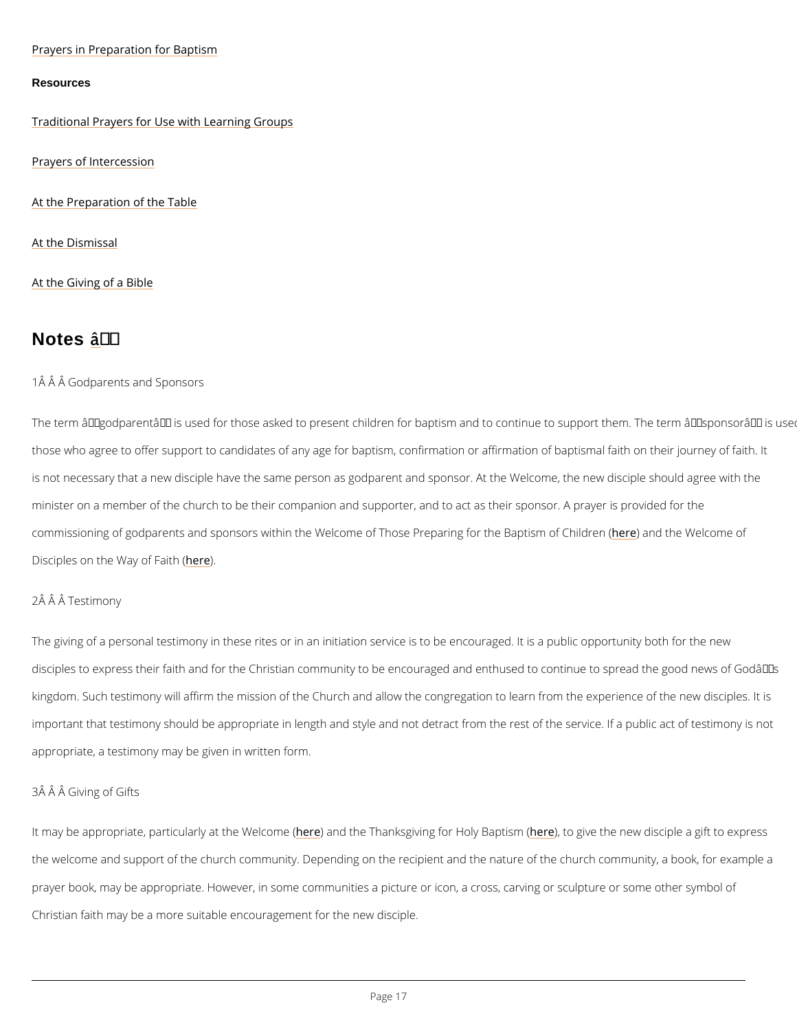Prayers in Preparation for Baptism

**Resources**

Traditional Prayers for Use with Learning Groups

Prayers of Intercession

At the Preparation of the Table

At the Dismissal

At the Giving of a Bible

## Notes â

1Â Â Â Godparents and Sponsors

The term â godparentâ is used for those asked to present children for baptism and to continue to support them. The term â sponsorâ is used those who agree to offer support to candidates of any age for baptism, confirmation or affirmation of baptismal faith on their journey of faith. It is not necessary that a new disciple have the same person as godparent and sponsor. At the Welcome, the new disciple should agree with the minister on a member of the church to be their companion and supporter, and to act as their sponsor. A prayer is provided for the commissioning of godparents and sponsors within the Welcome of Those Preparing for the Baptism of Children (here) and the Welcome of Disciples on the Way of Faith (here).

2Â Â Â Testimony

The giving of a personal testimony in these rites or in an initiation service is to be encouraged. It is a public opportunity both for the new disciples to express their faith and for the Christian community to be encouraged and enthused to continue to spread the good news of Godâs kingdom. Such testimony will affirm the mission of the Church and allow the congregation to learn from the experience of the new disciples. It is important that testimony should be appropriate in length and style and not detract from the rest of the service. If a public act of testimony is not appropriate, a testimony may be given in written form.

3Â Â Â Giving of Gifts

It may be appropriate, particularly at the Welcome (here) and the Thanksgiving for Holy Baptism (here), to give the new disciple a gift to express the welcome and support of the church community. Depending on the recipient and the nature of the church community, a book, for example a prayer book, may be appropriate. However, in some communities a picture or icon, a cross, carving or sculpture or some other symbol of Christian faith may be a more suitable encouragement for the new disciple.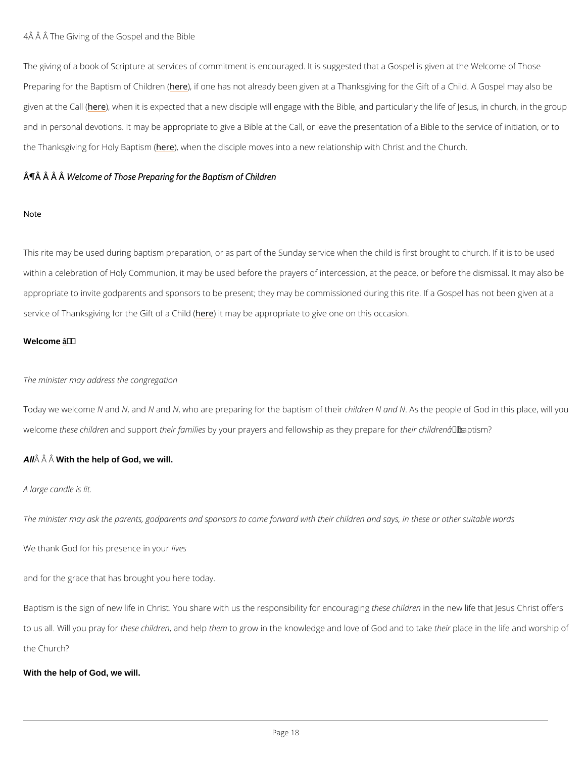4Â Â Â The Giving of the Gospel and the Bible

The giving of a book of Scripture at services of commitment is encouraged. It is suggested that a Gospel is given at the Welcome of Those Preparing for the Baptism of Children (here), if one has not already been given at a Thanksgiving for the Gift of a Child. A Gospel may also be given at the Call (here), when it is expected that a new disciple will engage with the Bible, and particularly the life of Jesus, in church, in the group and in personal devotions. It may be appropriate to give a Bible at the Call, or leave the presentation of a Bible to the service of initiation, or to the Thanksgiving for Holy Baptism (here), when the disciple moves into a new relationship with Christ and the Church.

Â¶Â Â Â Â *Welcome of Those Preparing for the Baptism of Children*

Note

This rite may be used during baptism preparation, or as part of the Sunday service when the child is first brought to church. If it is to be used within a celebration of Holy Communion, it may be used before the prayers of intercession, at the peace, or before the dismissal. It may also be appropriate to invite godparents and sponsors to be present; they may be commissioned during this rite. If a Gospel has not been given at a service of Thanksgiving for the Gift of a Child (here) it may be appropriate to give one on this occasion.

**Welcome â**

*The minister may address the congregation*

Today we welcome *N* and *N*, and *N* and *N*, who are preparing for the baptism of their *children N and N*. As the people of God in this place, will you welcome *these children* and support *their families* by your prayers and fellowship as they prepare for *their childrenâ* baptism?

***All*** Â Â Â **With the help of God, we will.**

*A large candle is lit.*

*The minister may ask the parents, godparents and sponsors to come forward with their children and says, in these or other suitable words*

We thank God for his presence in your *lives*

and for the grace that has brought you here today.

Baptism is the sign of new life in Christ. You share with us the responsibility for encouraging *these children* in the new life that Jesus Christ offers to us all. Will you pray for *these children*, and help *them* to grow in the knowledge and love of God and to take *their* place in the life and worship of the Church?

**With the help of God, we will.**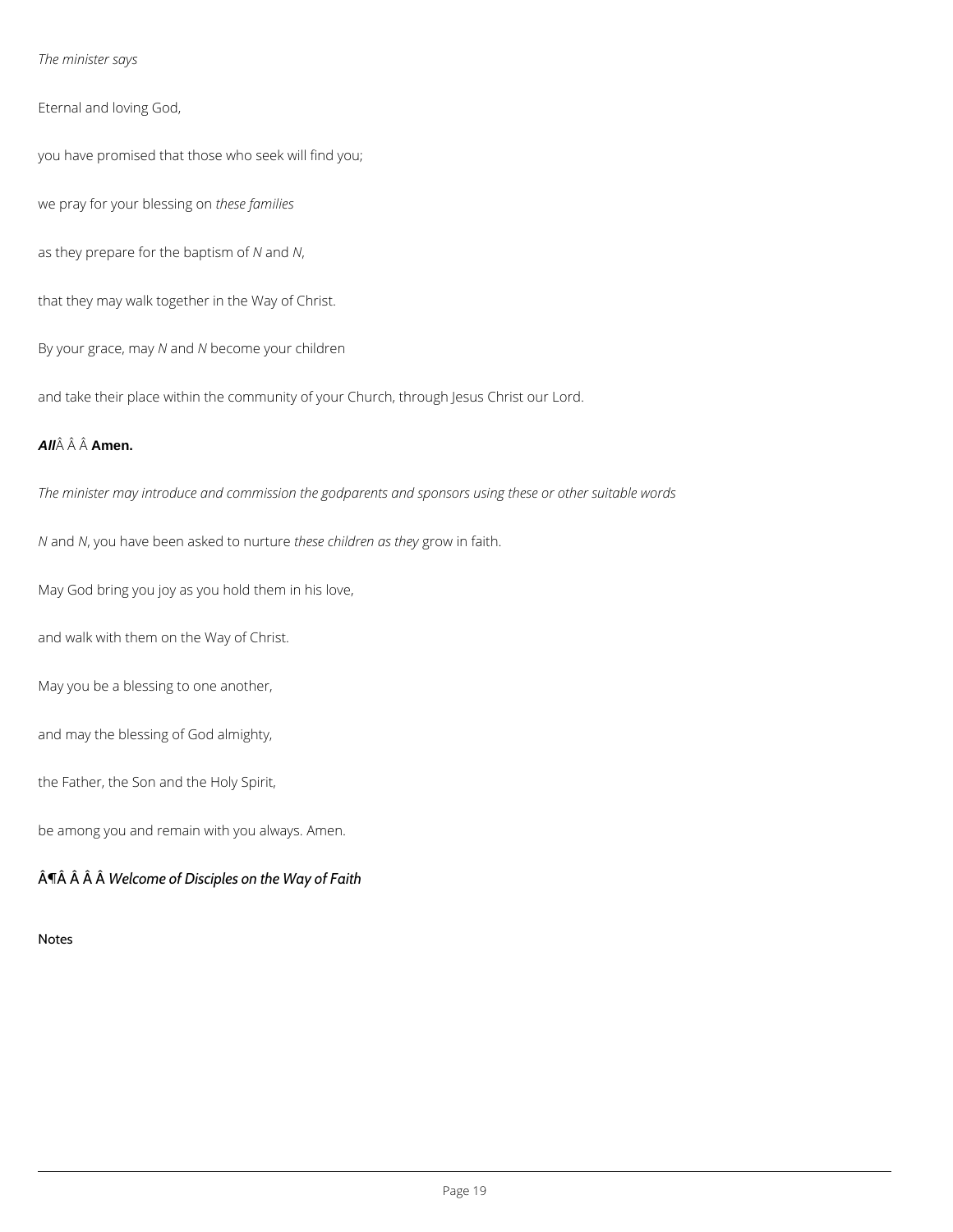*The minister says*

Eternal and loving God,

you have promised that those who seek will find you;

we pray for your blessing on *these families*

as they prepare for the baptism of *N* and *N*,

that they may walk together in the Way of Christ.

By your grace, may *N* and *N* become your children

and take their place within the community of your Church, through Jesus Christ our Lord.

***All*** Â Â Â **Amen.**

*The minister may introduce and commission the godparents and sponsors using these or other suitable words*

*N* and *N*, you have been asked to nurture *these children as they* grow in faith.

May God bring you joy as you hold them in his love,

and walk with them on the Way of Christ.

May you be a blessing to one another,

and may the blessing of God almighty,

the Father, the Son and the Holy Spirit,

be among you and remain with you always. Amen.

Â¶Â Â Â Â *Welcome of Disciples on the Way of Faith*

Notes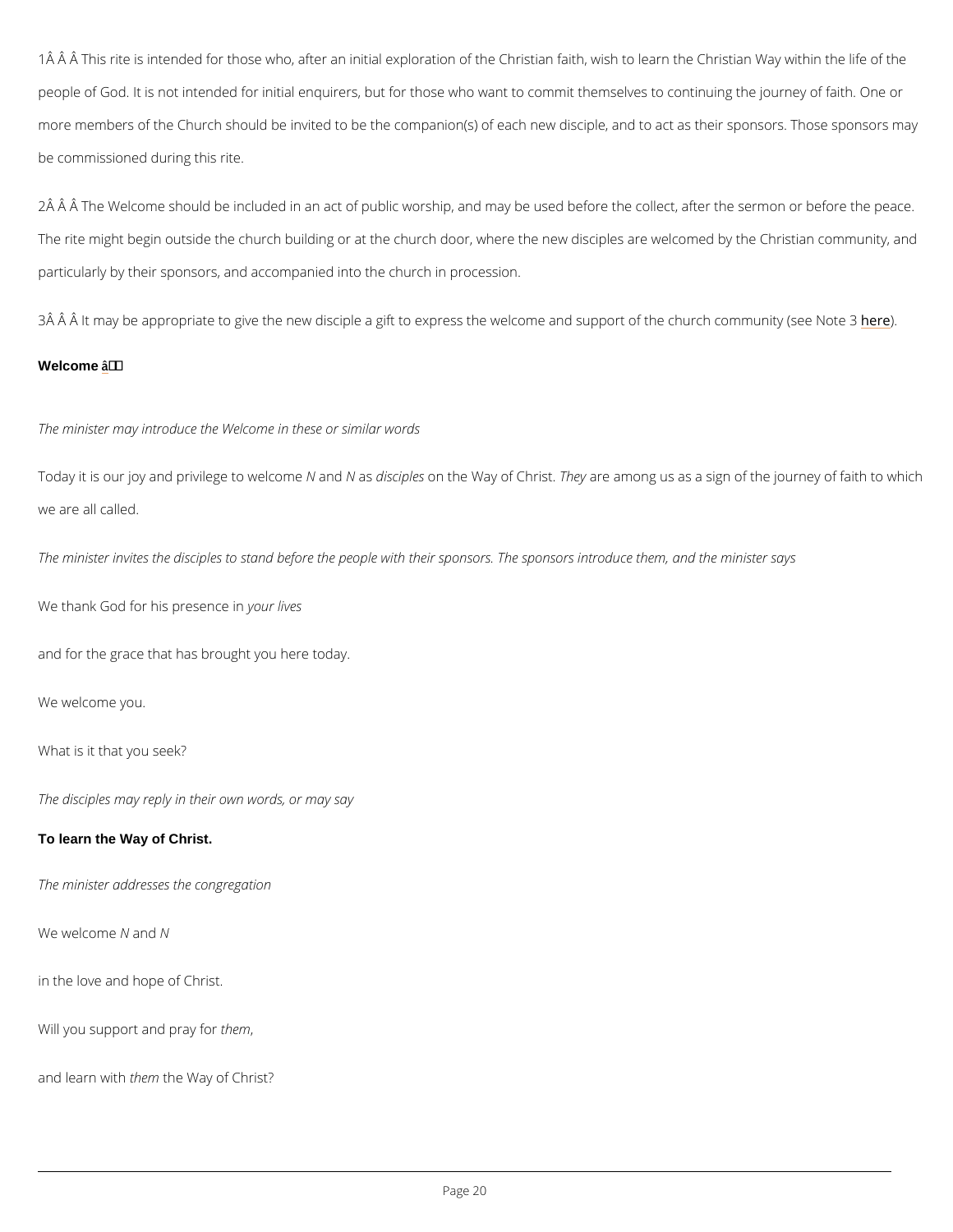1Â Â Â This rite is intended for those who, after an initial exploration of the Christian faith, wish to learn the Christian Way within the life of the people of God. It is not intended for initial enquirers, but for those who want to commit themselves to continuing the journey of faith. One or more members of the Church should be invited to be the companion(s) of each new disciple, and to act as their sponsors. Those sponsors may be commissioned during this rite.

2Â Â Â The Welcome should be included in an act of public worship, and may be used before the collect, after the sermon or before the peace. The rite might begin outside the church building or at the church door, where the new disciples are welcomed by the Christian community, and particularly by their sponsors, and accompanied into the church in procession.

3Â Â Â It may be appropriate to give the new disciple a gift to express the welcome and support of the church community (see Note 3 here).

**Welcome â**

*The minister may introduce the Welcome in these or similar words*

Today it is our joy and privilege to welcome *N* and *N* as *disciples* on the Way of Christ. *They* are among us as a sign of the journey of faith to which we are all called.

*The minister invites the disciples to stand before the people with their sponsors. The sponsors introduce them, and the minister says*

We thank God for his presence in *your lives*

and for the grace that has brought you here today.

We welcome you.

What is it that you seek?

*The disciples may reply in their own words, or may say*

**To learn the Way of Christ.**

*The minister addresses the congregation*

We welcome *N* and *N*

in the love and hope of Christ.

Will you support and pray for *them*,

and learn with *them* the Way of Christ?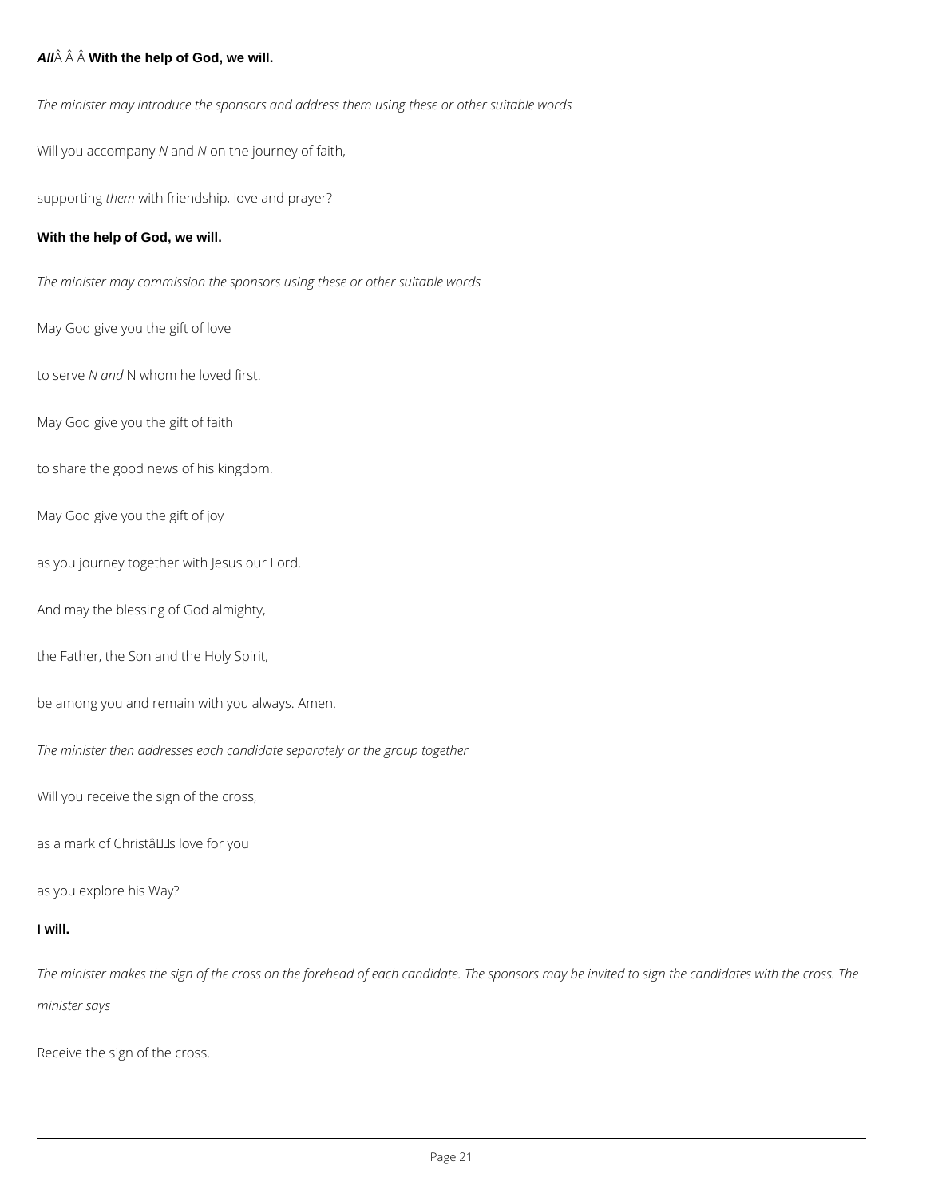***All***Â Â Â **With the help of God, we will.**

*The minister may introduce the sponsors and address them using these or other suitable words*

Will you accompany *N* and *N* on the journey of faith,

supporting *them* with friendship, love and prayer?

**With the help of God, we will.**

*The minister may commission the sponsors using these or other suitable words*

May God give you the gift of love

to serve *N and* N whom he loved first.

May God give you the gift of faith

to share the good news of his kingdom.

May God give you the gift of joy

as you journey together with Jesus our Lord.

And may the blessing of God almighty,

the Father, the Son and the Holy Spirit,

be among you and remain with you always. Amen.

*The minister then addresses each candidate separately or the group together*

Will you receive the sign of the cross,

as a mark of Christâs love for you

as you explore his Way?

**I will.**

*The minister makes the sign of the cross on the forehead of each candidate. The sponsors may be invited to sign the candidates with the cross. The minister says*

Receive the sign of the cross.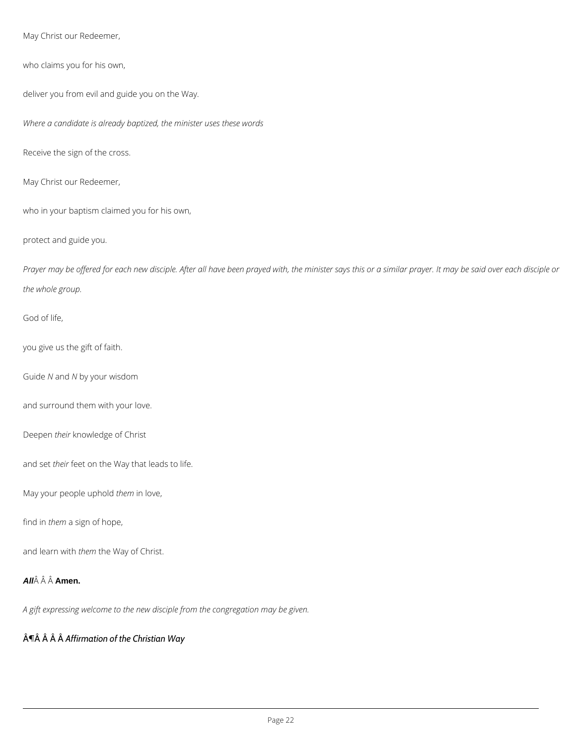May Christ our Redeemer,

who claims you for his own,

deliver you from evil and guide you on the Way.

*Where a candidate is already baptized, the minister uses these words*

Receive the sign of the cross.

May Christ our Redeemer,

who in your baptism claimed you for his own,

protect and guide you.

*Prayer may be offered for each new disciple. After all have been prayed with, the minister says this or a similar prayer. It may be said over each disciple or the whole group.*

God of life,

you give us the gift of faith.

Guide *N* and *N* by your wisdom

and surround them with your love.

Deepen *their* knowledge of Christ

and set *their* feet on the Way that leads to life.

May your people uphold *them* in love,

find in *them* a sign of hope,

and learn with *them* the Way of Christ.

***All***Â Â Â **Amen.**

*A gift expressing welcome to the new disciple from the congregation may be given.*

Â¶Â Â Â Â *Affirmation of the Christian Way*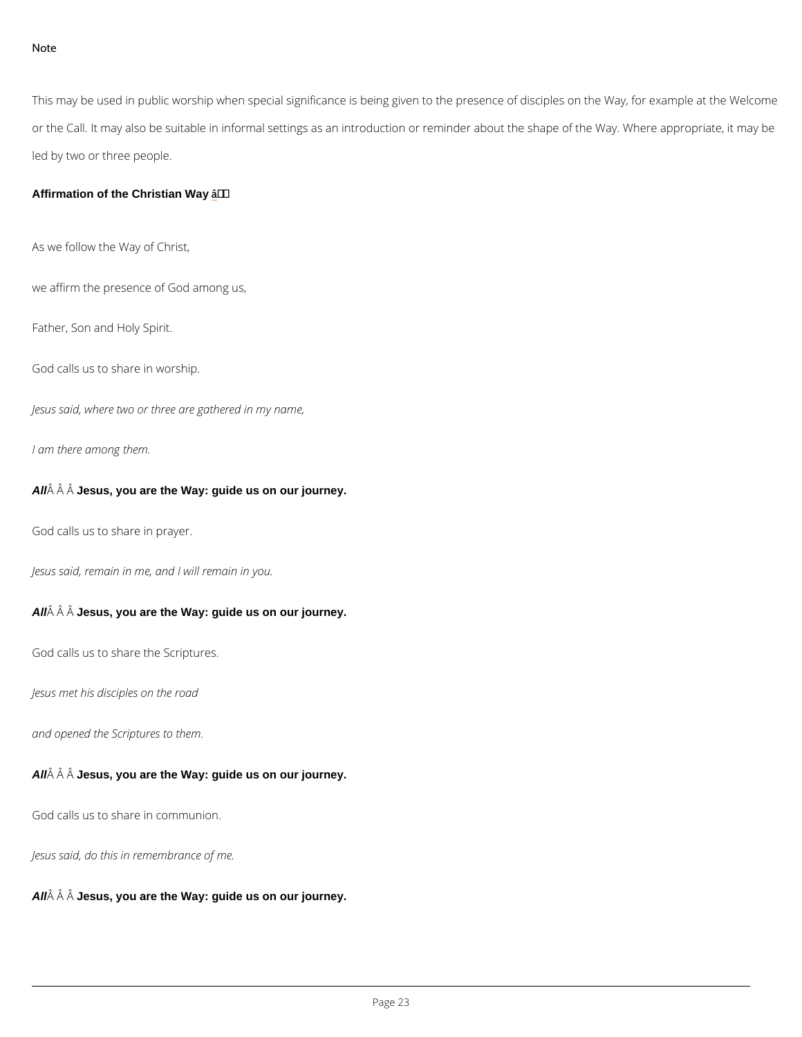Note

This may be used in public worship when special significance is being given to the presence of disciples on the Way, for example at the Welcome or the Call. It may also be suitable in informal settings as an introduction or reminder about the shape of the Way. Where appropriate, it may be led by two or three people.

**Affirmation of the Christian Way â**

As we follow the Way of Christ,

we affirm the presence of God among us,

Father, Son and Holy Spirit.

God calls us to share in worship.

*Jesus said, where two or three are gathered in my name,*

*I am there among them.*

***All*** Â Â **Jesus, you are the Way: guide us on our journey.**

God calls us to share in prayer.

*Jesus said, remain in me, and I will remain in you.*

***All*** Â Â **Jesus, you are the Way: guide us on our journey.**

God calls us to share the Scriptures.

*Jesus met his disciples on the road*

*and opened the Scriptures to them.*

***All*** Â Â **Jesus, you are the Way: guide us on our journey.**

God calls us to share in communion.

*Jesus said, do this in remembrance of me.*

***All*** Â Â **Jesus, you are the Way: guide us on our journey.**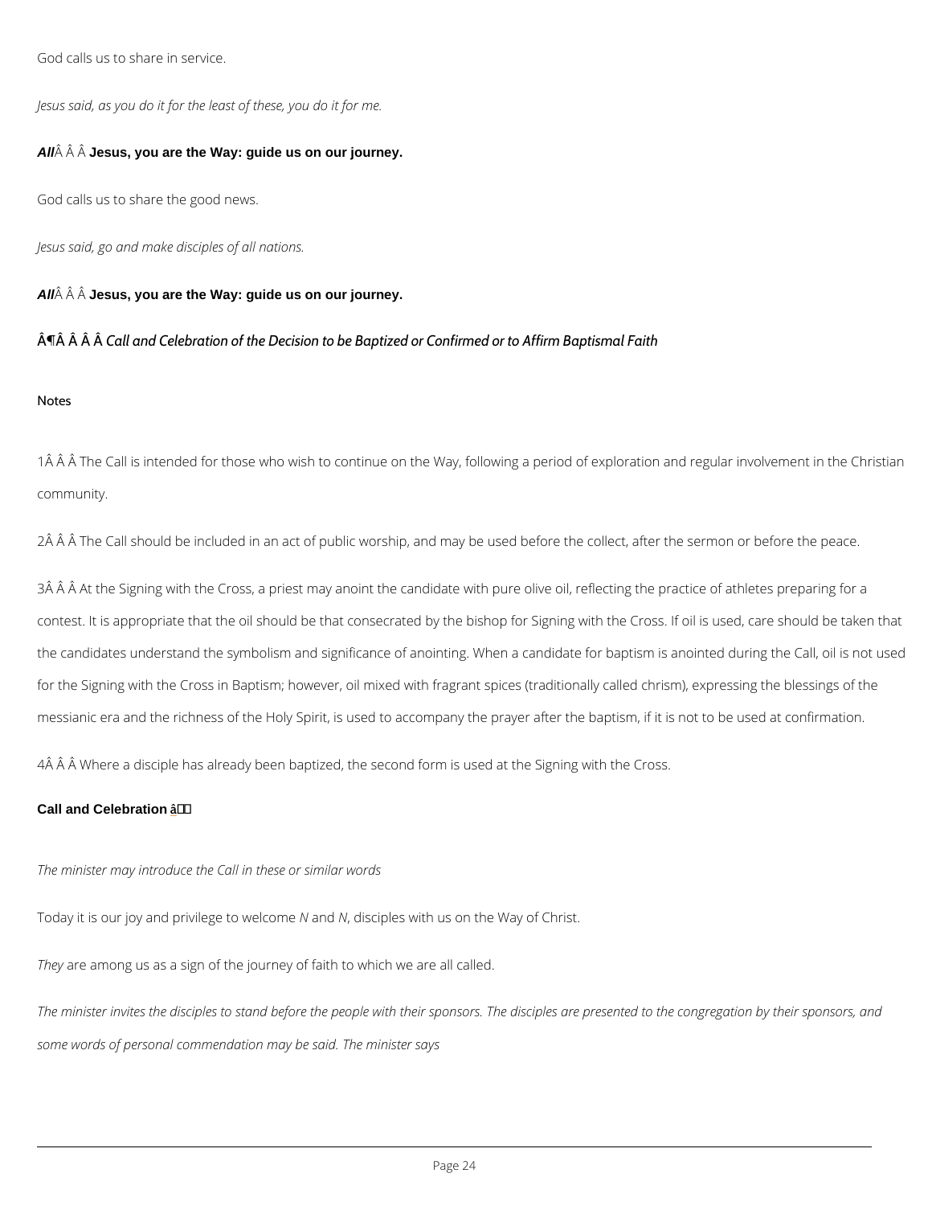God calls us to share in service.

*Jesus said, as you do it for the least of these, you do it for me.*

***All*** **Jesus, you are the Way: guide us on our journey.**

God calls us to share the good news.

*Jesus said, go and make disciples of all nations.*

***All*** **Jesus, you are the Way: guide us on our journey.**

¶ *Call and Celebration of the Decision to be Baptized or Confirmed or to Affirm Baptismal Faith*

Notes

1 The Call is intended for those who wish to continue on the Way, following a period of exploration and regular involvement in the Christian community.

2 The Call should be included in an act of public worship, and may be used before the collect, after the sermon or before the peace.

3 At the Signing with the Cross, a priest may anoint the candidate with pure olive oil, reflecting the practice of athletes preparing for a contest. It is appropriate that the oil should be that consecrated by the bishop for Signing with the Cross. If oil is used, care should be taken that the candidates understand the symbolism and significance of anointing. When a candidate for baptism is anointed during the Call, oil is not used for the Signing with the Cross in Baptism; however, oil mixed with fragrant spices (traditionally called chrism), expressing the blessings of the messianic era and the richness of the Holy Spirit, is used to accompany the prayer after the baptism, if it is not to be used at confirmation.

4 Where a disciple has already been baptized, the second form is used at the Signing with the Cross.

**Call and Celebration**

*The minister may introduce the Call in these or similar words*

Today it is our joy and privilege to welcome *N* and *N*, disciples with us on the Way of Christ.

*They* are among us as a sign of the journey of faith to which we are all called.

*The minister invites the disciples to stand before the people with their sponsors. The disciples are presented to the congregation by their sponsors, and some words of personal commendation may be said. The minister says*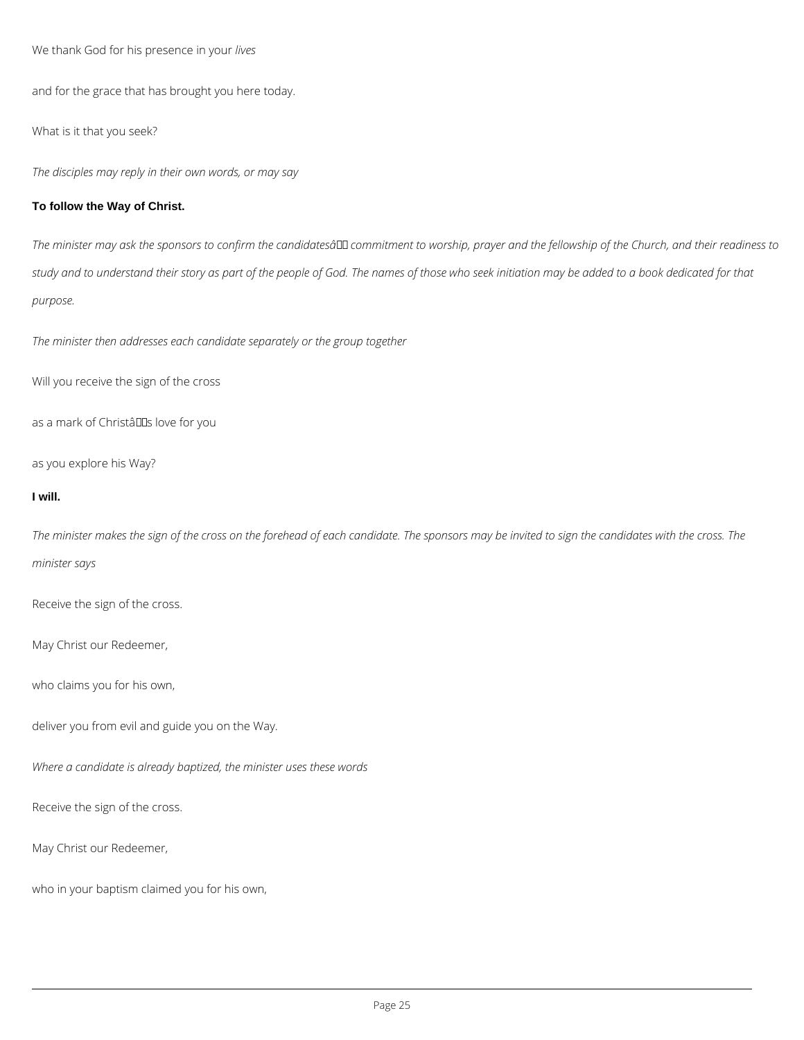We thank God for his presence in your *lives*

and for the grace that has brought you here today.

What is it that you seek?

*The disciples may reply in their own words, or may say*

**To follow the Way of Christ.**

*The minister may ask the sponsors to confirm the candidatesâ commitment to worship, prayer and the fellowship of the Church, and their readiness to study and to understand their story as part of the people of God. The names of those who seek initiation may be added to a book dedicated for that purpose.*

*The minister then addresses each candidate separately or the group together*

Will you receive the sign of the cross

as a mark of Christâs love for you

as you explore his Way?

**I will.**

*The minister makes the sign of the cross on the forehead of each candidate. The sponsors may be invited to sign the candidates with the cross. The minister says*

Receive the sign of the cross.

May Christ our Redeemer,

who claims you for his own,

deliver you from evil and guide you on the Way.

*Where a candidate is already baptized, the minister uses these words*

Receive the sign of the cross.

May Christ our Redeemer,

who in your baptism claimed you for his own,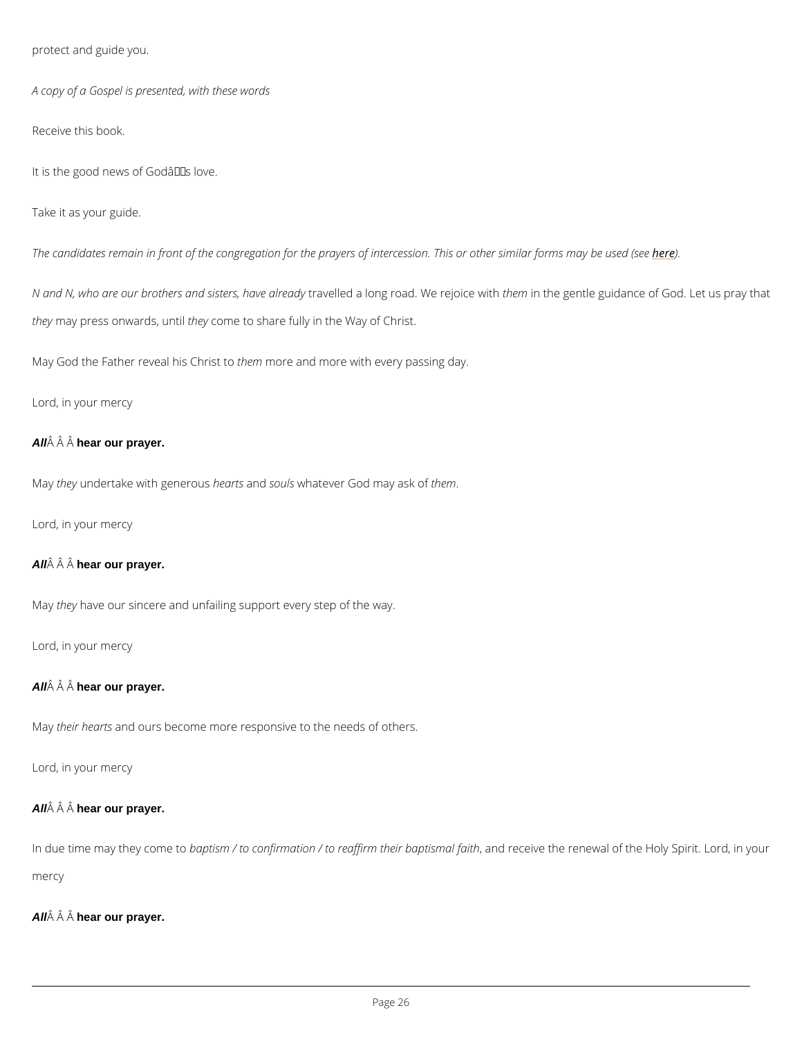protect and guide you.

*A copy of a Gospel is presented, with these words*

Receive this book.

It is the good news of God's love.

Take it as your guide.

*The candidates remain in front of the congregation for the prayers of intercession. This or other similar forms may be used (see here).*

*N and N, who are our brothers and sisters, have already* travelled a long road. We rejoice with *them* in the gentle guidance of God. Let us pray that *they* may press onwards, until *they* come to share fully in the Way of Christ.

May God the Father reveal his Christ to *them* more and more with every passing day.

Lord, in your mercy

***All*** **hear our prayer.**

May *they* undertake with generous *hearts* and *souls* whatever God may ask of *them*.

Lord, in your mercy

***All*** **hear our prayer.**

May *they* have our sincere and unfailing support every step of the way.

Lord, in your mercy

***All*** **hear our prayer.**

May *their hearts* and ours become more responsive to the needs of others.

Lord, in your mercy

***All*** **hear our prayer.**

In due time may they come to *baptism / to confirmation / to reaffirm their baptismal faith*, and receive the renewal of the Holy Spirit. Lord, in your mercy

***All*** **hear our prayer.**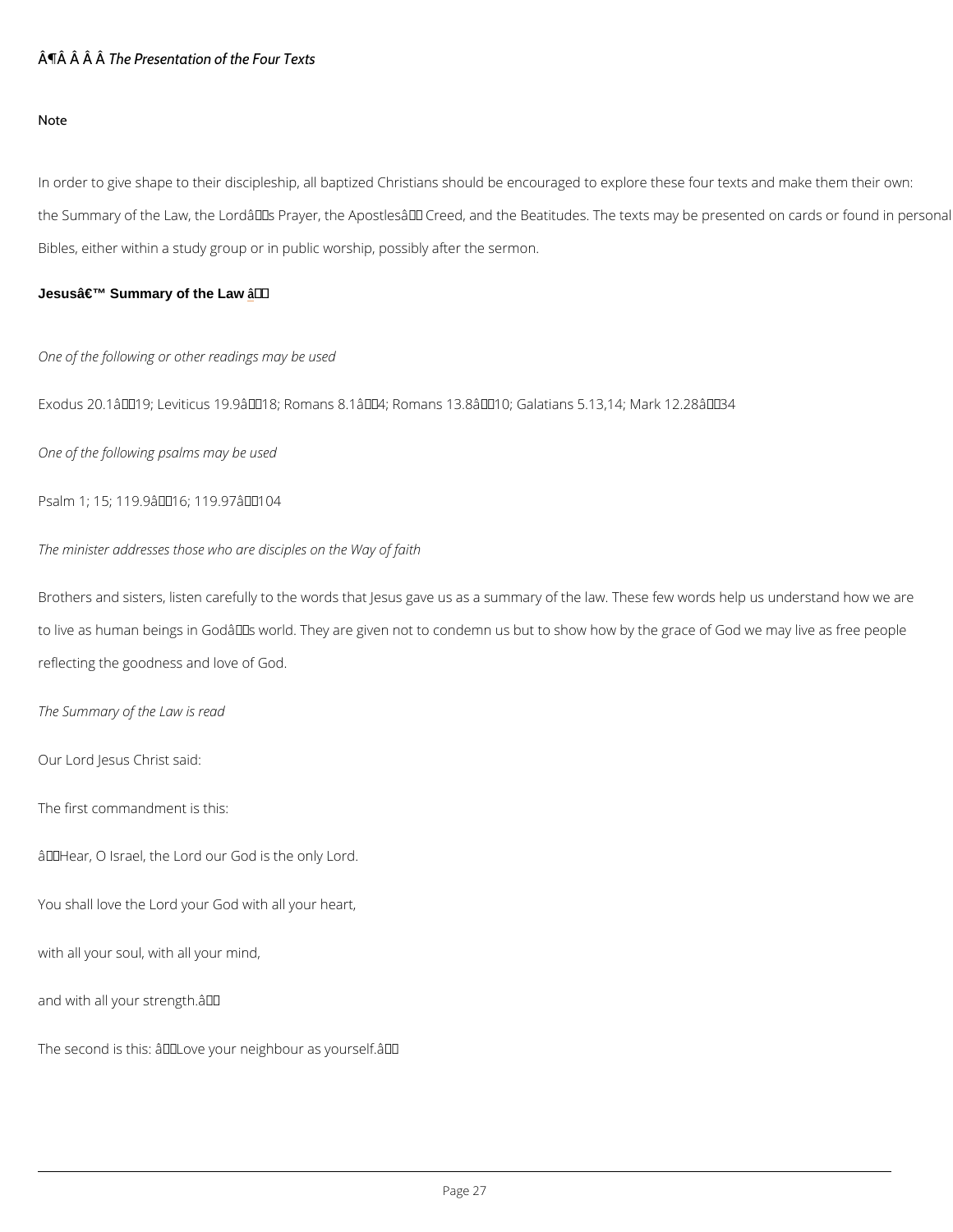## *The Presentation of the Four Texts*

Note

In order to give shape to their discipleship, all baptized Christians should be encouraged to explore these four texts and make them their own: the Summary of the Law, the Lord’s Prayer, the Apostles’ Creed, and the Beatitudes. The texts may be presented on cards or found in personal Bibles, either within a study group or in public worship, possibly after the sermon.

### Jesus’ Summary of the Law

*One of the following or other readings may be used*

Exodus 20.1–19; Leviticus 19.9–18; Romans 8.1–4; Romans 13.8–10; Galatians 5.13,14; Mark 12.28–34

*One of the following psalms may be used*

Psalm 1; 15; 119.9–16; 119.97–104

*The minister addresses those who are disciples on the Way of faith*

Brothers and sisters, listen carefully to the words that Jesus gave us as a summary of the law. These few words help us understand how we are to live as human beings in God’s world. They are given not to condemn us but to show how by the grace of God we may live as free people reflecting the goodness and love of God.

*The Summary of the Law is read*

Our Lord Jesus Christ said:

The first commandment is this:

‘Hear, O Israel, the Lord our God is the only Lord.

You shall love the Lord your God with all your heart,

with all your soul, with all your mind,

and with all your strength.’

The second is this: ‘Love your neighbour as yourself.’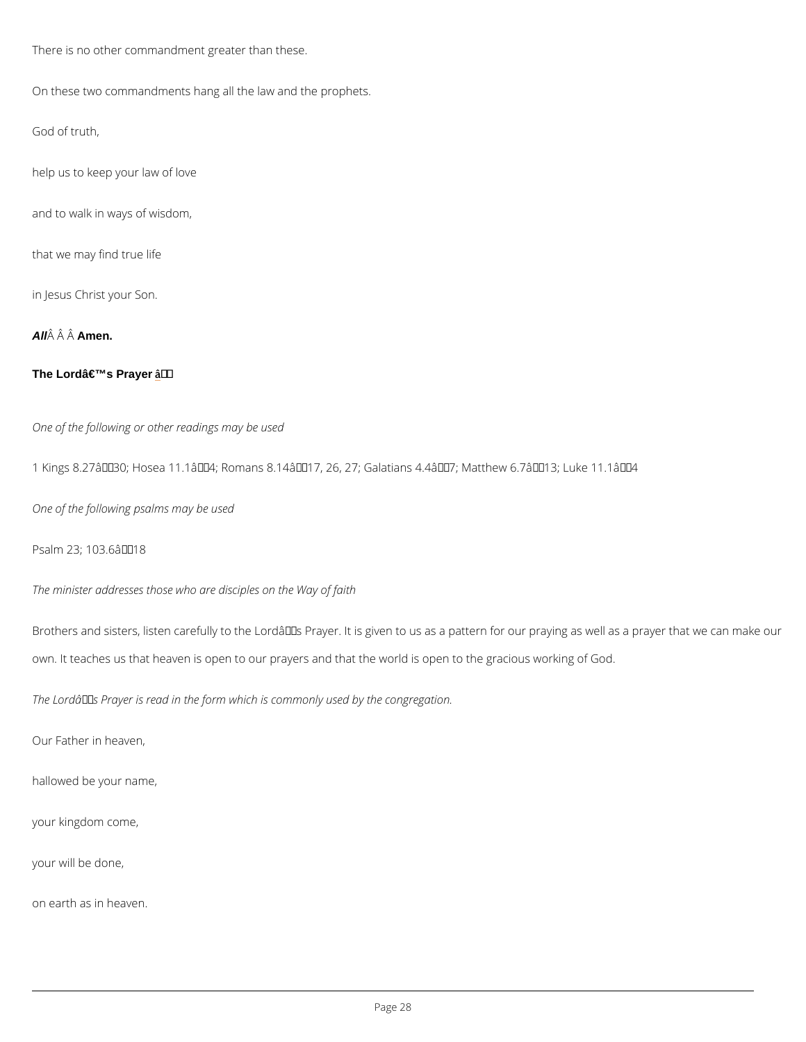There is no other commandment greater than these.

On these two commandments hang all the law and the prophets.

God of truth,

help us to keep your law of love

and to walk in ways of wisdom,

that we may find true life

in Jesus Christ your Son.

***All*** **Amen.**

**The Lord’s Prayer**

*One of the following or other readings may be used*

1 Kings 8.27–30; Hosea 11.1–4; Romans 8.14–17, 26, 27; Galatians 4.4–7; Matthew 6.7–13; Luke 11.1–4

*One of the following psalms may be used*

Psalm 23; 103.6–18

*The minister addresses those who are disciples on the Way of faith*

Brothers and sisters, listen carefully to the Lord’s Prayer. It is given to us as a pattern for our praying as well as a prayer that we can make our own. It teaches us that heaven is open to our prayers and that the world is open to the gracious working of God.

*The Lord’s Prayer is read in the form which is commonly used by the congregation.*

Our Father in heaven,

hallowed be your name,

your kingdom come,

your will be done,

on earth as in heaven.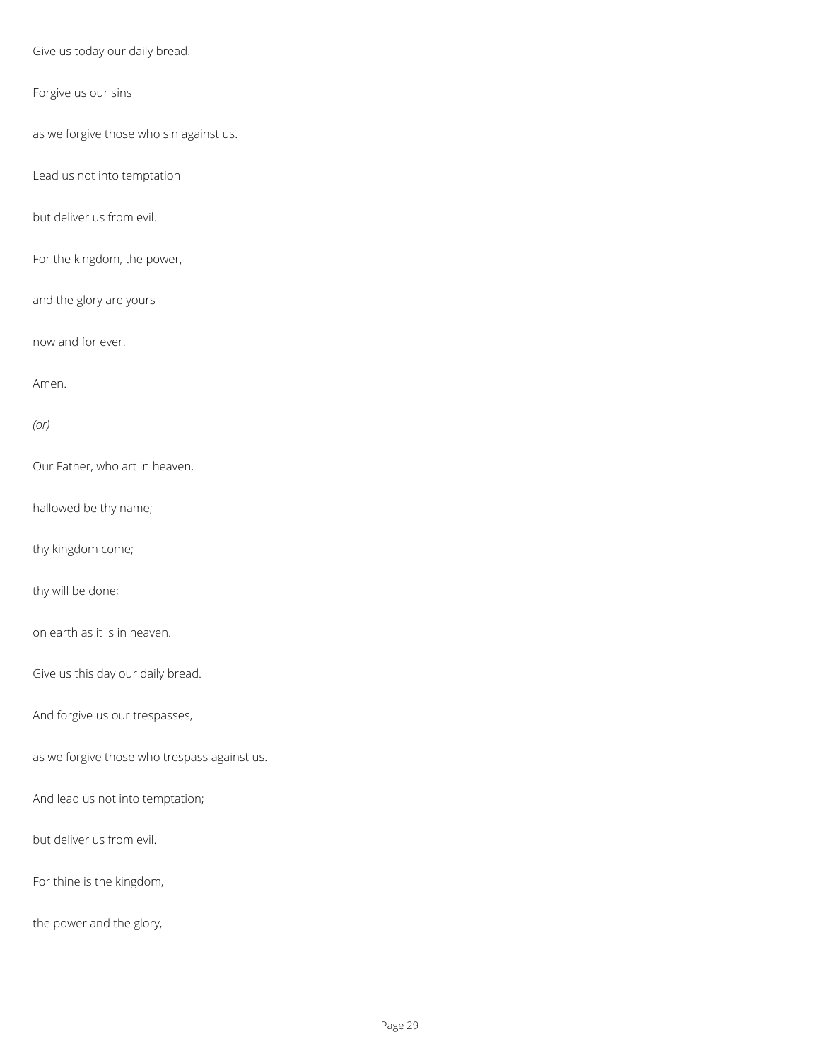Give us today our daily bread.

Forgive us our sins

as we forgive those who sin against us.

Lead us not into temptation

but deliver us from evil.

For the kingdom, the power,

and the glory are yours

now and for ever.

Amen.

*(or)*

Our Father, who art in heaven,

hallowed be thy name;

thy kingdom come;

thy will be done;

on earth as it is in heaven.

Give us this day our daily bread.

And forgive us our trespasses,

as we forgive those who trespass against us.

And lead us not into temptation;

but deliver us from evil.

For thine is the kingdom,

the power and the glory,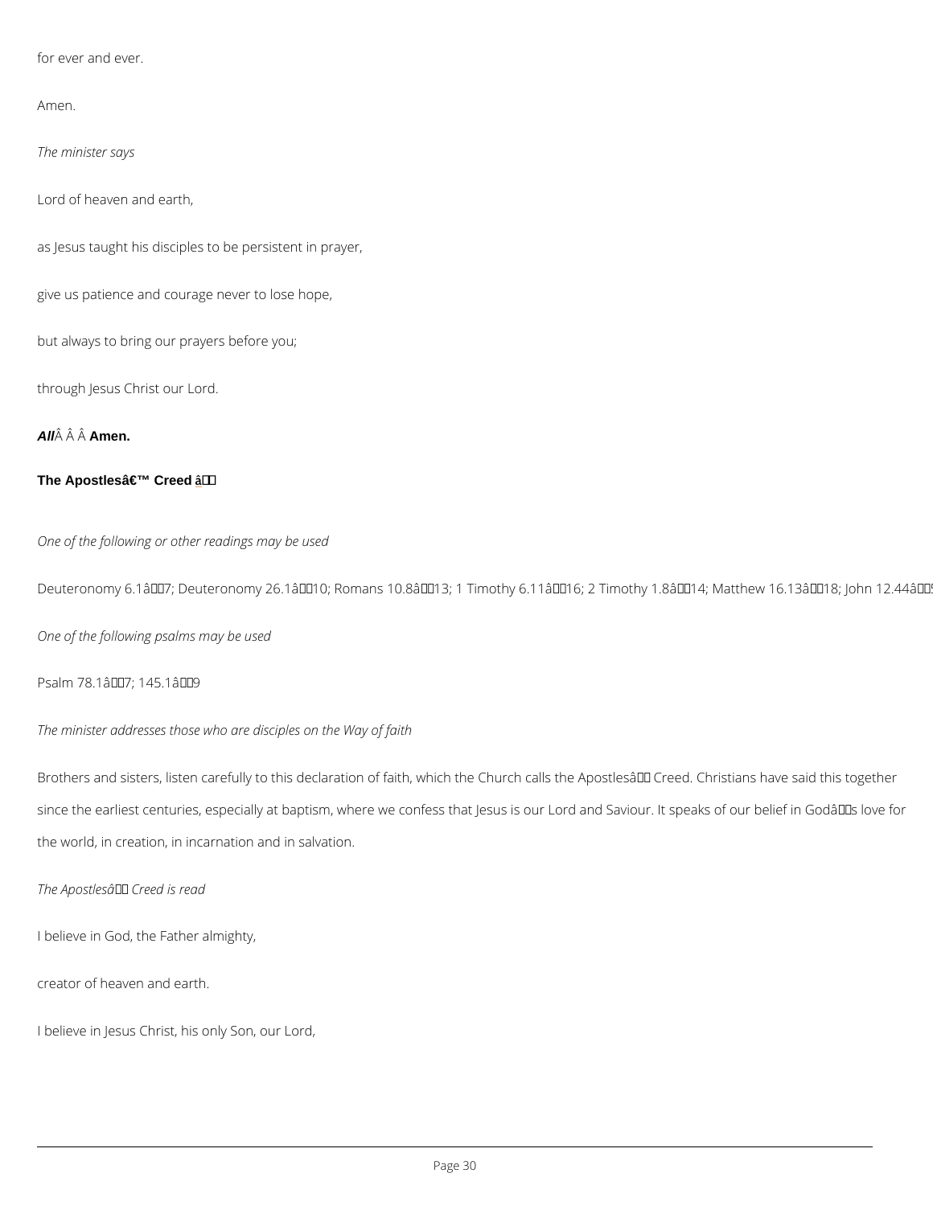for ever and ever.

Amen.

*The minister says*

Lord of heaven and earth,

as Jesus taught his disciples to be persistent in prayer,

give us patience and courage never to lose hope,

but always to bring our prayers before you;

through Jesus Christ our Lord.

***All*** **Amen.**

**The Apostles' Creed**

*One of the following or other readings may be used*

Deuteronomy 6.1–7; Deuteronomy 26.1–10; Romans 10.8–13; 1 Timothy 6.11–16; 2 Timothy 1.8–14; Matthew 16.13–18; John 12.44–

*One of the following psalms may be used*

Psalm 78.1–7; 145.1–9

*The minister addresses those who are disciples on the Way of faith*

Brothers and sisters, listen carefully to this declaration of faith, which the Church calls the Apostles' Creed. Christians have said this together since the earliest centuries, especially at baptism, where we confess that Jesus is our Lord and Saviour. It speaks of our belief in God's love for the world, in creation, in incarnation and in salvation.

*The Apostles' Creed is read*

I believe in God, the Father almighty,

creator of heaven and earth.

I believe in Jesus Christ, his only Son, our Lord,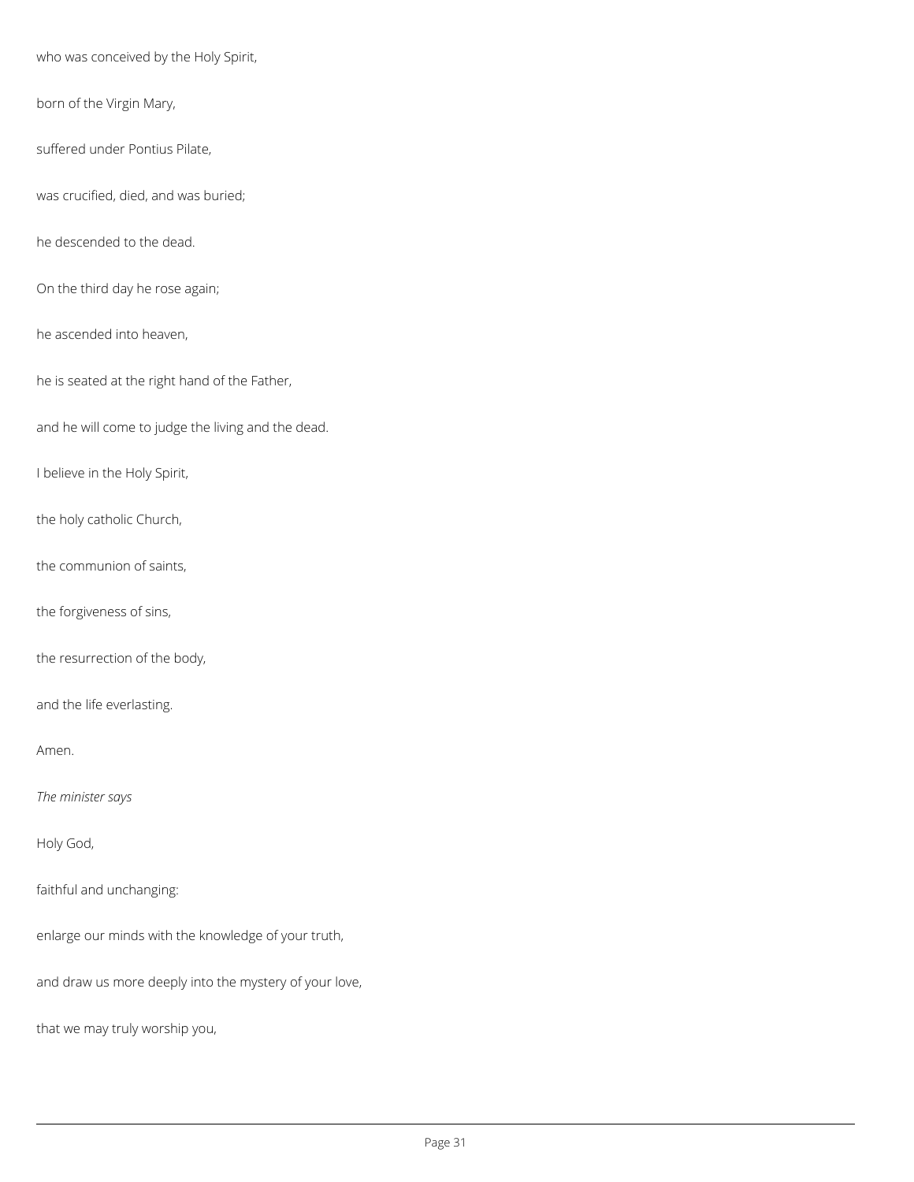who was conceived by the Holy Spirit,

born of the Virgin Mary,

suffered under Pontius Pilate,

was crucified, died, and was buried;

he descended to the dead.

On the third day he rose again;

he ascended into heaven,

he is seated at the right hand of the Father,

and he will come to judge the living and the dead.

I believe in the Holy Spirit,

the holy catholic Church,

the communion of saints,

the forgiveness of sins,

the resurrection of the body,

and the life everlasting.

Amen.

*The minister says*

Holy God,

faithful and unchanging:

enlarge our minds with the knowledge of your truth,

and draw us more deeply into the mystery of your love,

that we may truly worship you,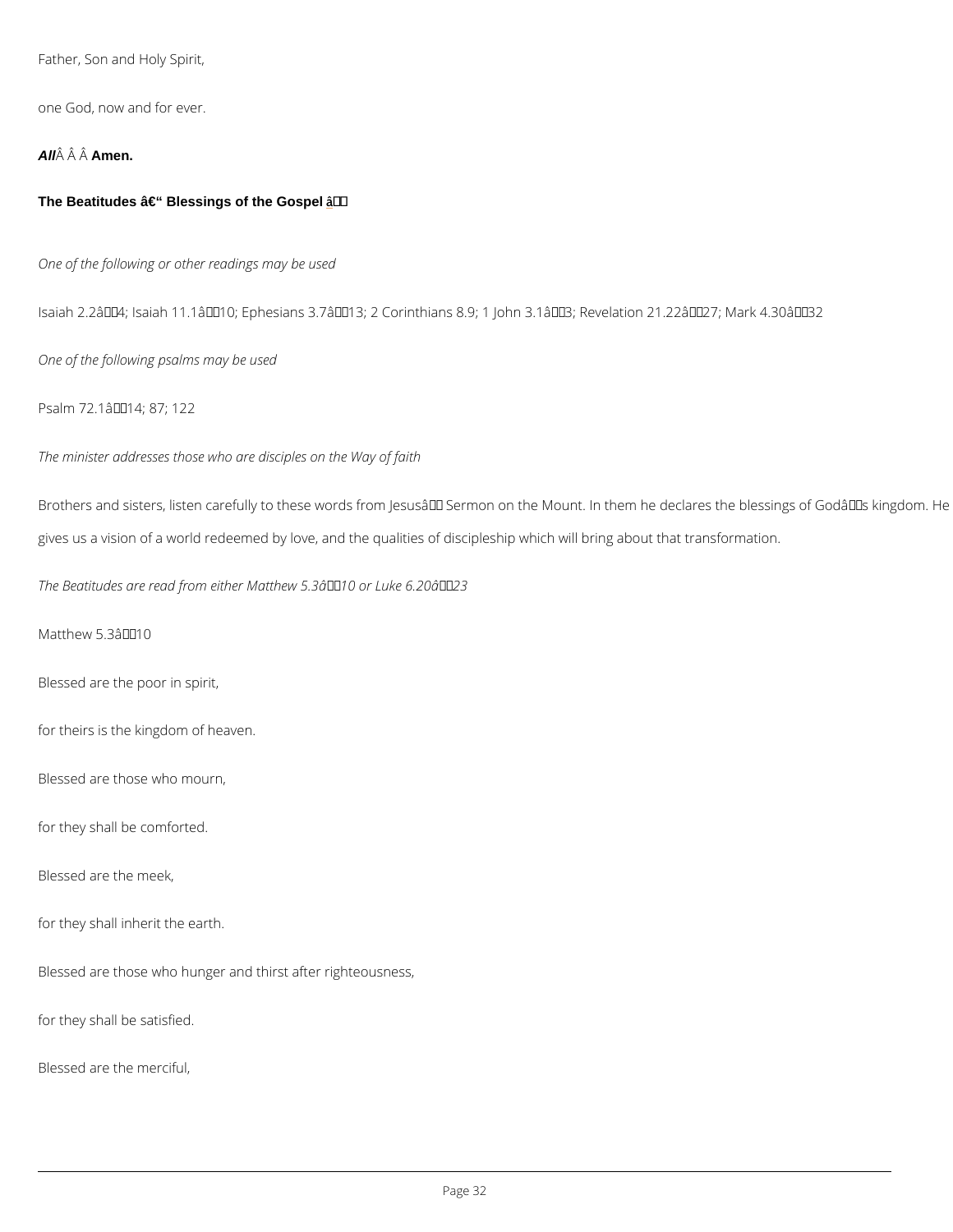Father, Son and Holy Spirit,

one God, now and for ever.

***All*** **Amen.**

**The Beatitudes – Blessings of the Gospel**

*One of the following or other readings may be used*

Isaiah 2.2–4; Isaiah 11.1–10; Ephesians 3.7–13; 2 Corinthians 8.9; 1 John 3.1–3; Revelation 21.22–27; Mark 4.30–32

*One of the following psalms may be used*

Psalm 72.1–14; 87; 122

*The minister addresses those who are disciples on the Way of faith*

Brothers and sisters, listen carefully to these words from Jesus' Sermon on the Mount. In them he declares the blessings of God's kingdom. He gives us a vision of a world redeemed by love, and the qualities of discipleship which will bring about that transformation.

*The Beatitudes are read from either Matthew 5.3–10 or Luke 6.20–23*

Matthew 5.3–10

Blessed are the poor in spirit,

for theirs is the kingdom of heaven.

Blessed are those who mourn,

for they shall be comforted.

Blessed are the meek,

for they shall inherit the earth.

Blessed are those who hunger and thirst after righteousness,

for they shall be satisfied.

Blessed are the merciful,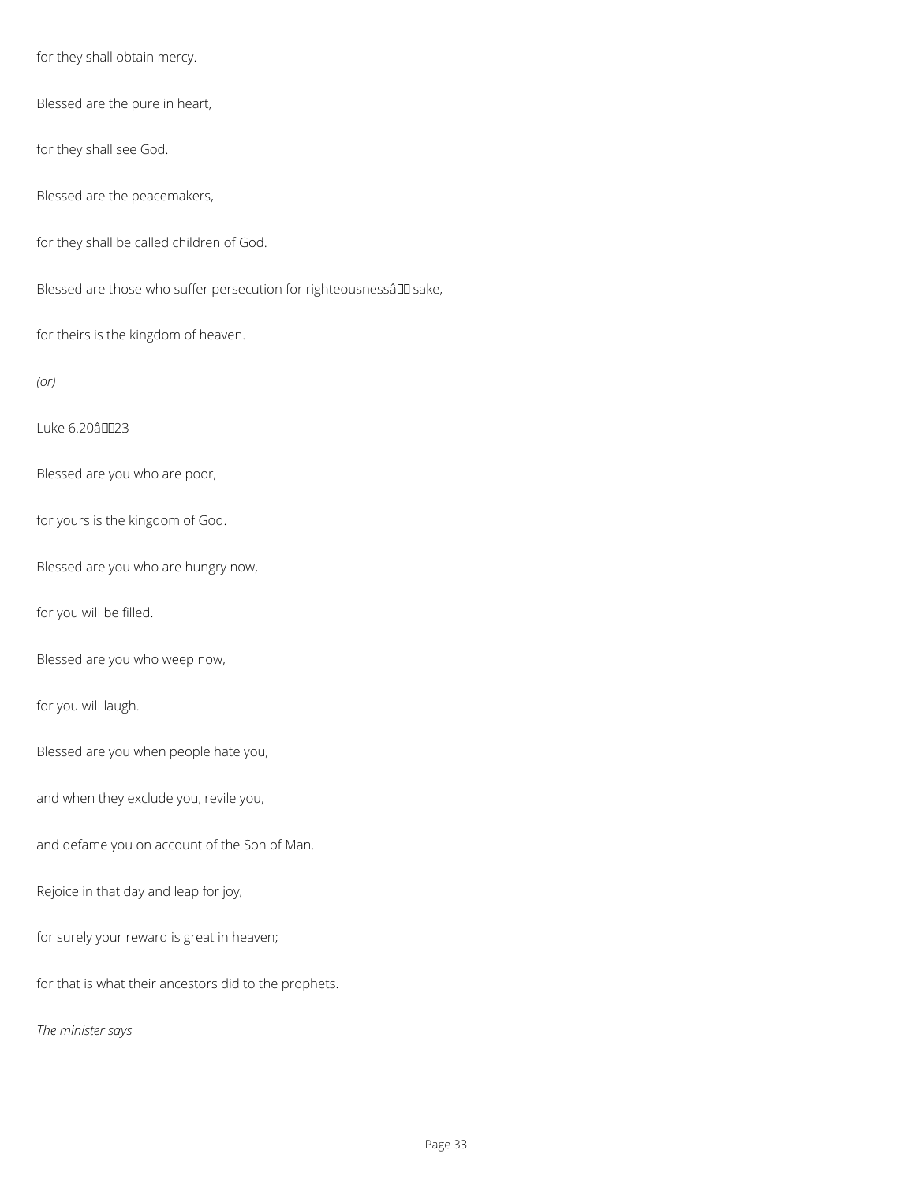for they shall obtain mercy.

Blessed are the pure in heart,

for they shall see God.

Blessed are the peacemakers,

for they shall be called children of God.

Blessed are those who suffer persecution for righteousness’ sake,

for theirs is the kingdom of heaven.

*(or)*

Luke 6.20–23

Blessed are you who are poor,

for yours is the kingdom of God.

Blessed are you who are hungry now,

for you will be filled.

Blessed are you who weep now,

for you will laugh.

Blessed are you when people hate you,

and when they exclude you, revile you,

and defame you on account of the Son of Man.

Rejoice in that day and leap for joy,

for surely your reward is great in heaven;

for that is what their ancestors did to the prophets.

*The minister says*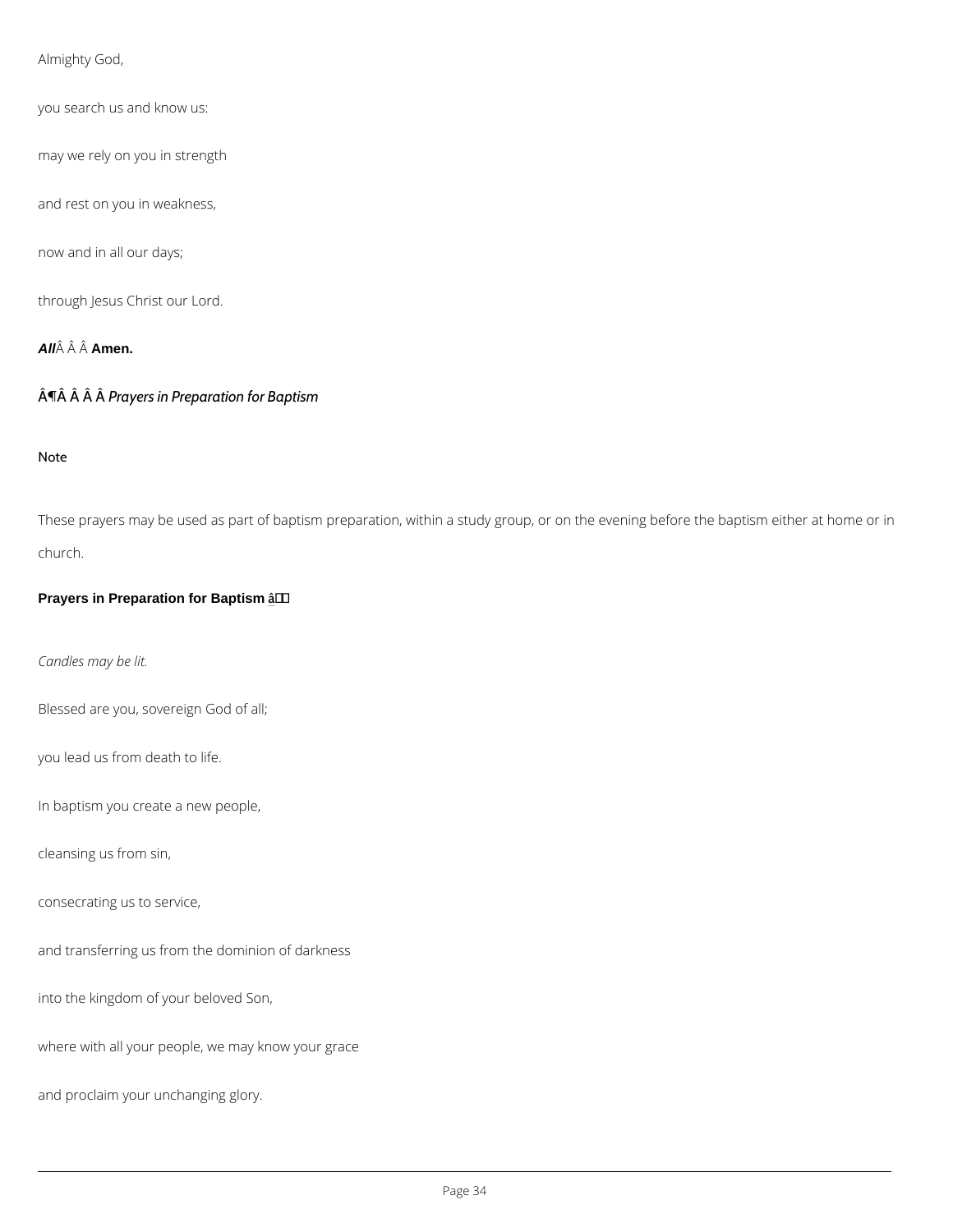Almighty God,

you search us and know us:

may we rely on you in strength

and rest on you in weakness,

now and in all our days;

through Jesus Christ our Lord.

***All*** **Amen.**

¶ *Prayers in Preparation for Baptism*

Note

These prayers may be used as part of baptism preparation, within a study group, or on the evening before the baptism either at home or in church.

**Prayers in Preparation for Baptism**

*Candles may be lit.*

Blessed are you, sovereign God of all;

you lead us from death to life.

In baptism you create a new people,

cleansing us from sin,

consecrating us to service,

and transferring us from the dominion of darkness

into the kingdom of your beloved Son,

where with all your people, we may know your grace

and proclaim your unchanging glory.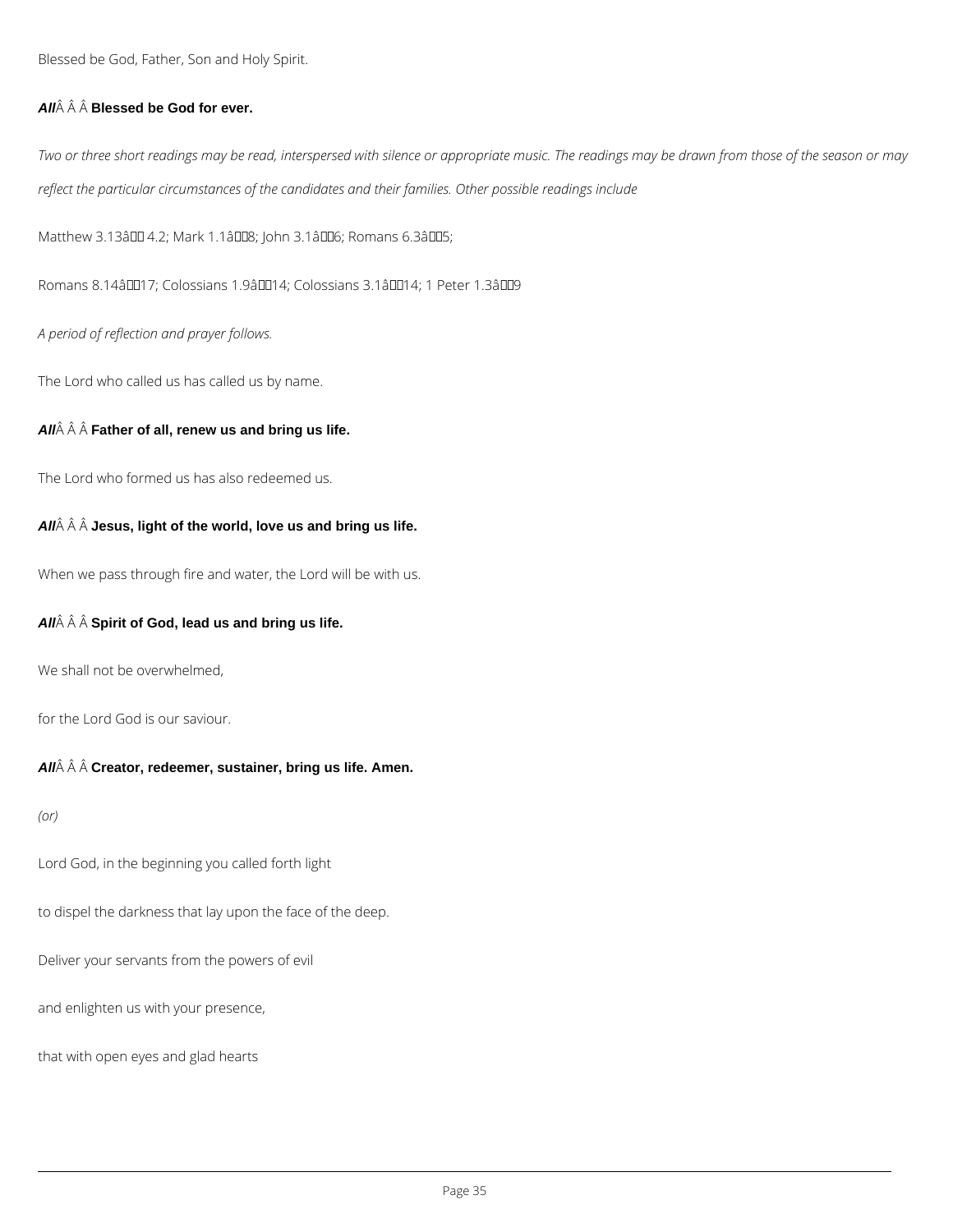Blessed be God, Father, Son and Holy Spirit.

***All***   **Blessed be God for ever.**

*Two or three short readings may be read, interspersed with silence or appropriate music. The readings may be drawn from those of the season or may reflect the particular circumstances of the candidates and their families. Other possible readings include*

Matthew 3.13–4.2; Mark 1.1–8; John 3.1–6; Romans 6.3–5;

Romans 8.14–17; Colossians 1.9–14; Colossians 3.1–14; 1 Peter 1.3–9

*A period of reflection and prayer follows.*

The Lord who called us has called us by name.

***All***   **Father of all, renew us and bring us life.**

The Lord who formed us has also redeemed us.

***All***   **Jesus, light of the world, love us and bring us life.**

When we pass through fire and water, the Lord will be with us.

***All***   **Spirit of God, lead us and bring us life.**

We shall not be overwhelmed,

for the Lord God is our saviour.

***All***   **Creator, redeemer, sustainer, bring us life. Amen.**

*(or)*

Lord God, in the beginning you called forth light

to dispel the darkness that lay upon the face of the deep.

Deliver your servants from the powers of evil

and enlighten us with your presence,

that with open eyes and glad hearts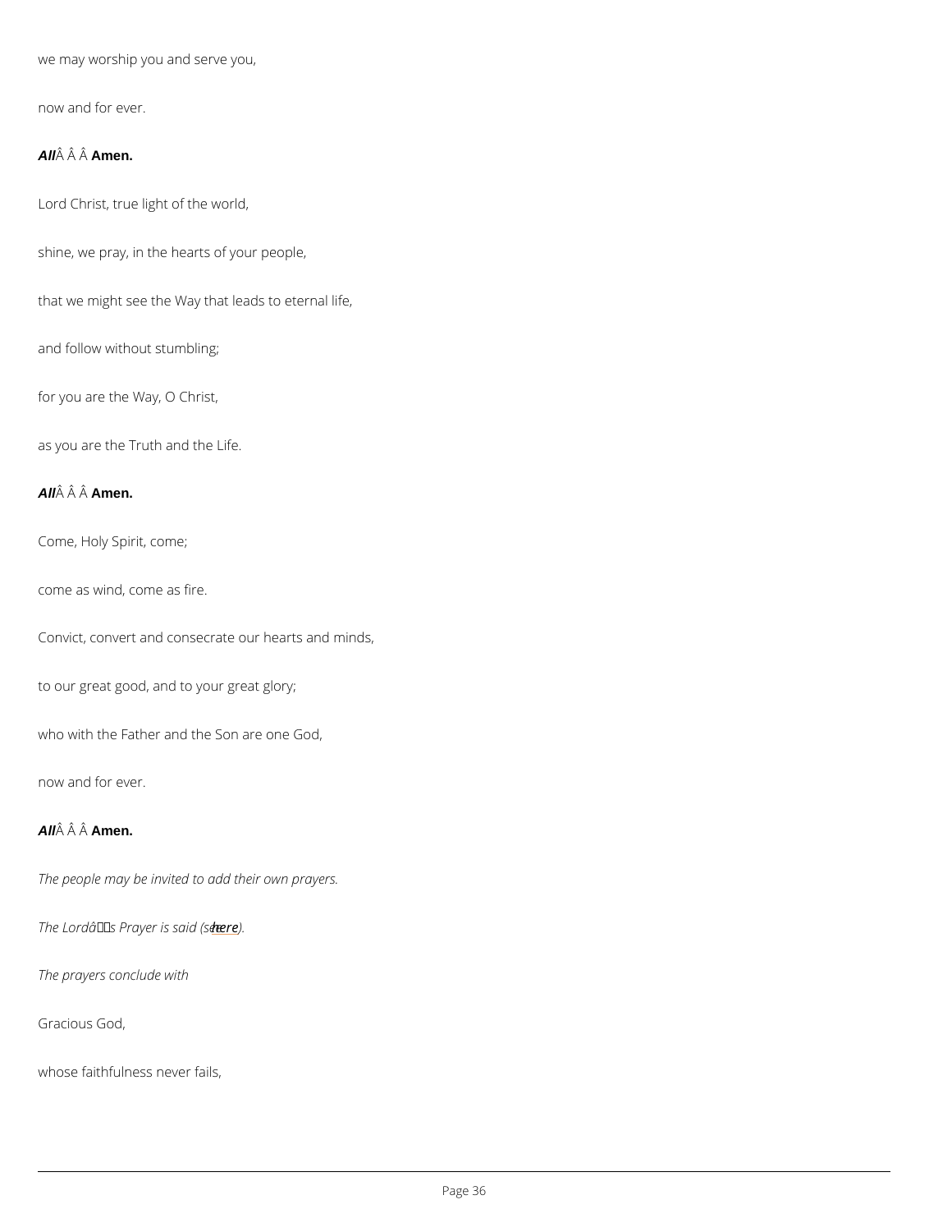we may worship you and serve you,

now and for ever.

***All***Â Â Â **Amen.**

Lord Christ, true light of the world,

shine, we pray, in the hearts of your people,

that we might see the Way that leads to eternal life,

and follow without stumbling;

for you are the Way, O Christ,

as you are the Truth and the Life.

***All***Â Â Â **Amen.**

Come, Holy Spirit, come;

come as wind, come as fire.

Convict, convert and consecrate our hearts and minds,

to our great good, and to your great glory;

who with the Father and the Son are one God,

now and for ever.

***All***Â Â Â **Amen.**

*The people may be invited to add their own prayers.*

*The Lordâs Prayer is said (see* ***here****).*

*The prayers conclude with*

Gracious God,

whose faithfulness never fails,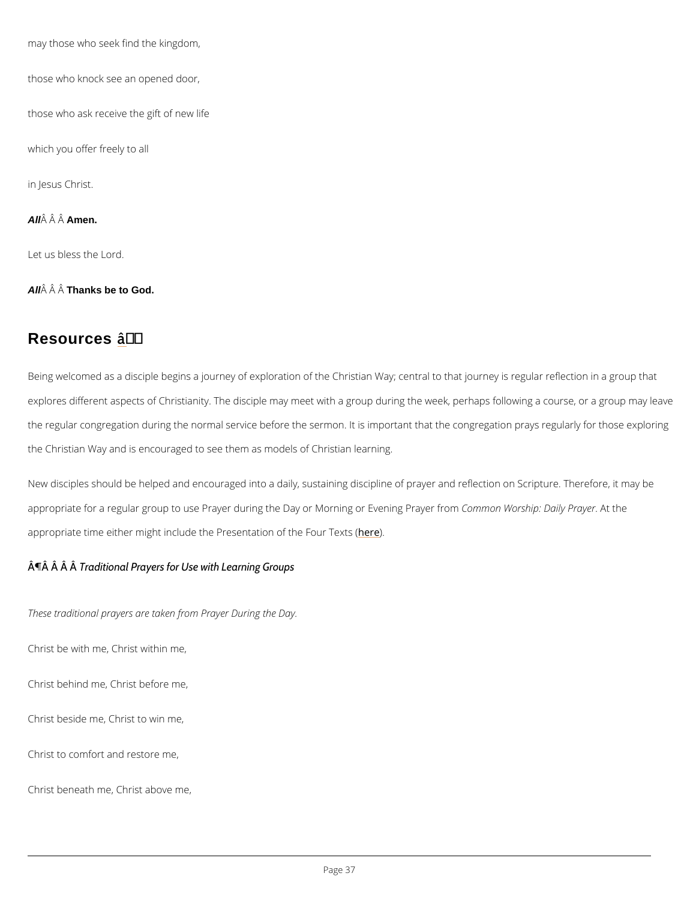may those who seek find the kingdom,

those who knock see an opened door,

those who ask receive the gift of new life

which you offer freely to all

in Jesus Christ.

***All*** **Amen.**

Let us bless the Lord.

***All*** **Thanks be to God.**

## Resources

Being welcomed as a disciple begins a journey of exploration of the Christian Way; central to that journey is regular reflection in a group that explores different aspects of Christianity. The disciple may meet with a group during the week, perhaps following a course, or a group may leave the regular congregation during the normal service before the sermon. It is important that the congregation prays regularly for those exploring the Christian Way and is encouraged to see them as models of Christian learning.

New disciples should be helped and encouraged into a daily, sustaining discipline of prayer and reflection on Scripture. Therefore, it may be appropriate for a regular group to use Prayer during the Day or Morning or Evening Prayer from *Common Worship: Daily Prayer*. At the appropriate time either might include the Presentation of the Four Texts (here).

¶ *Traditional Prayers for Use with Learning Groups*

*These traditional prayers are taken from Prayer During the Day.*

Christ be with me, Christ within me,

Christ behind me, Christ before me,

Christ beside me, Christ to win me,

Christ to comfort and restore me,

Christ beneath me, Christ above me,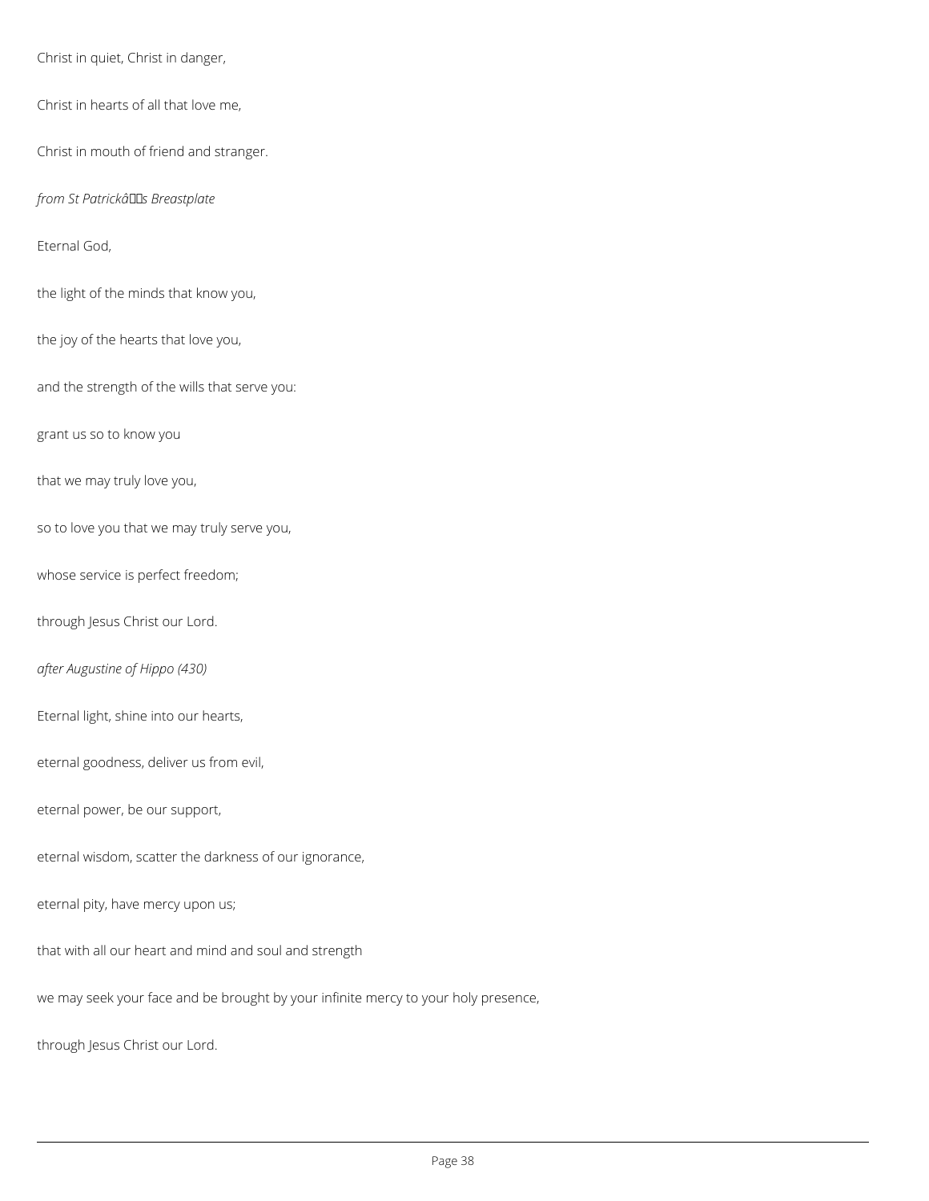Christ in quiet, Christ in danger,

Christ in hearts of all that love me,

Christ in mouth of friend and stranger.

*from St Patrickâs Breastplate*

Eternal God,

the light of the minds that know you,

the joy of the hearts that love you,

and the strength of the wills that serve you:

grant us so to know you

that we may truly love you,

so to love you that we may truly serve you,

whose service is perfect freedom;

through Jesus Christ our Lord.

*after Augustine of Hippo (430)*

Eternal light, shine into our hearts,

eternal goodness, deliver us from evil,

eternal power, be our support,

eternal wisdom, scatter the darkness of our ignorance,

eternal pity, have mercy upon us;

that with all our heart and mind and soul and strength

we may seek your face and be brought by your infinite mercy to your holy presence,

through Jesus Christ our Lord.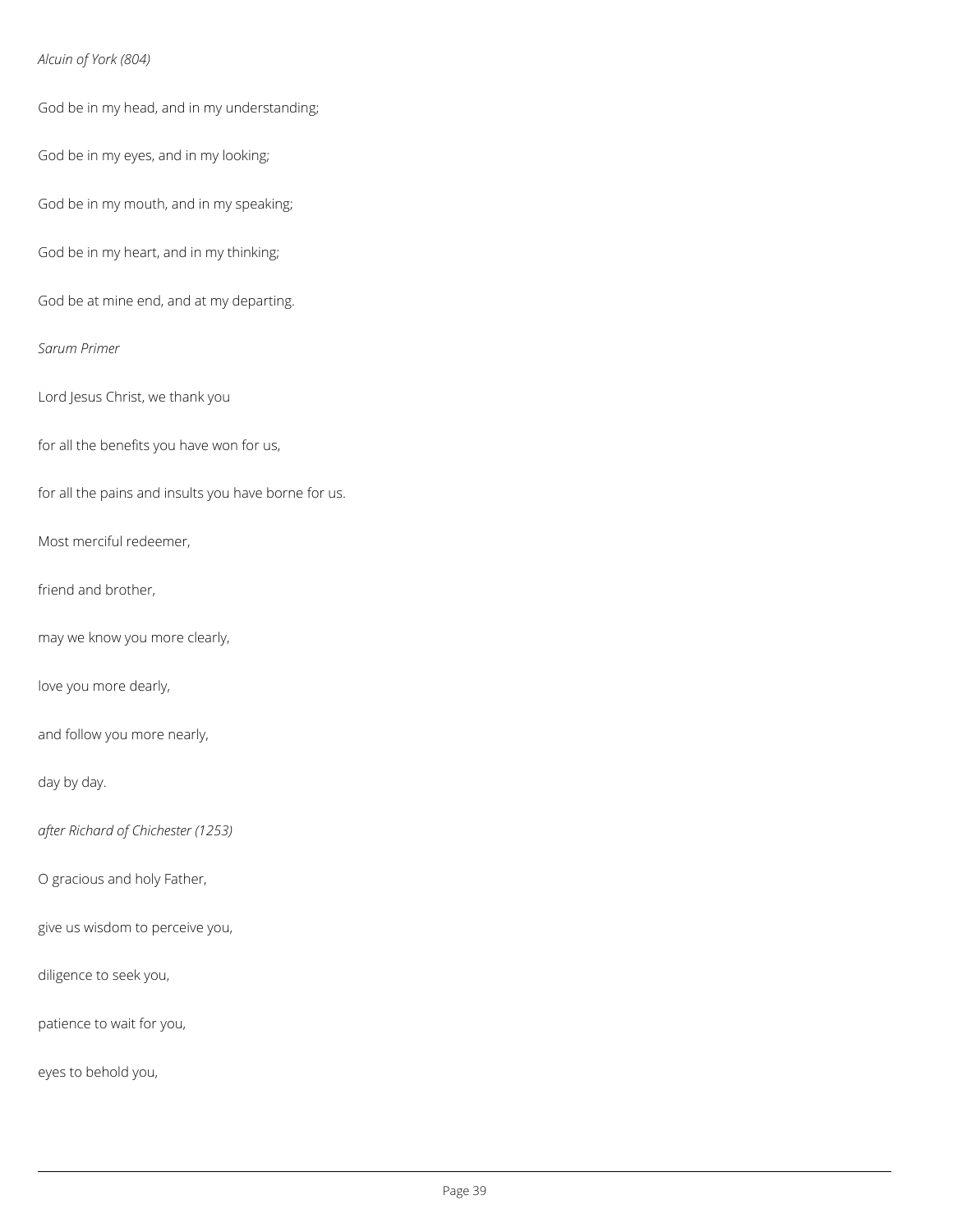*Alcuin of York (804)*

God be in my head, and in my understanding;

God be in my eyes, and in my looking;

God be in my mouth, and in my speaking;

God be in my heart, and in my thinking;

God be at mine end, and at my departing.

*Sarum Primer*

Lord Jesus Christ, we thank you

for all the benefits you have won for us,

for all the pains and insults you have borne for us.

Most merciful redeemer,

friend and brother,

may we know you more clearly,

love you more dearly,

and follow you more nearly,

day by day.

*after Richard of Chichester (1253)*

O gracious and holy Father,

give us wisdom to perceive you,

diligence to seek you,

patience to wait for you,

eyes to behold you,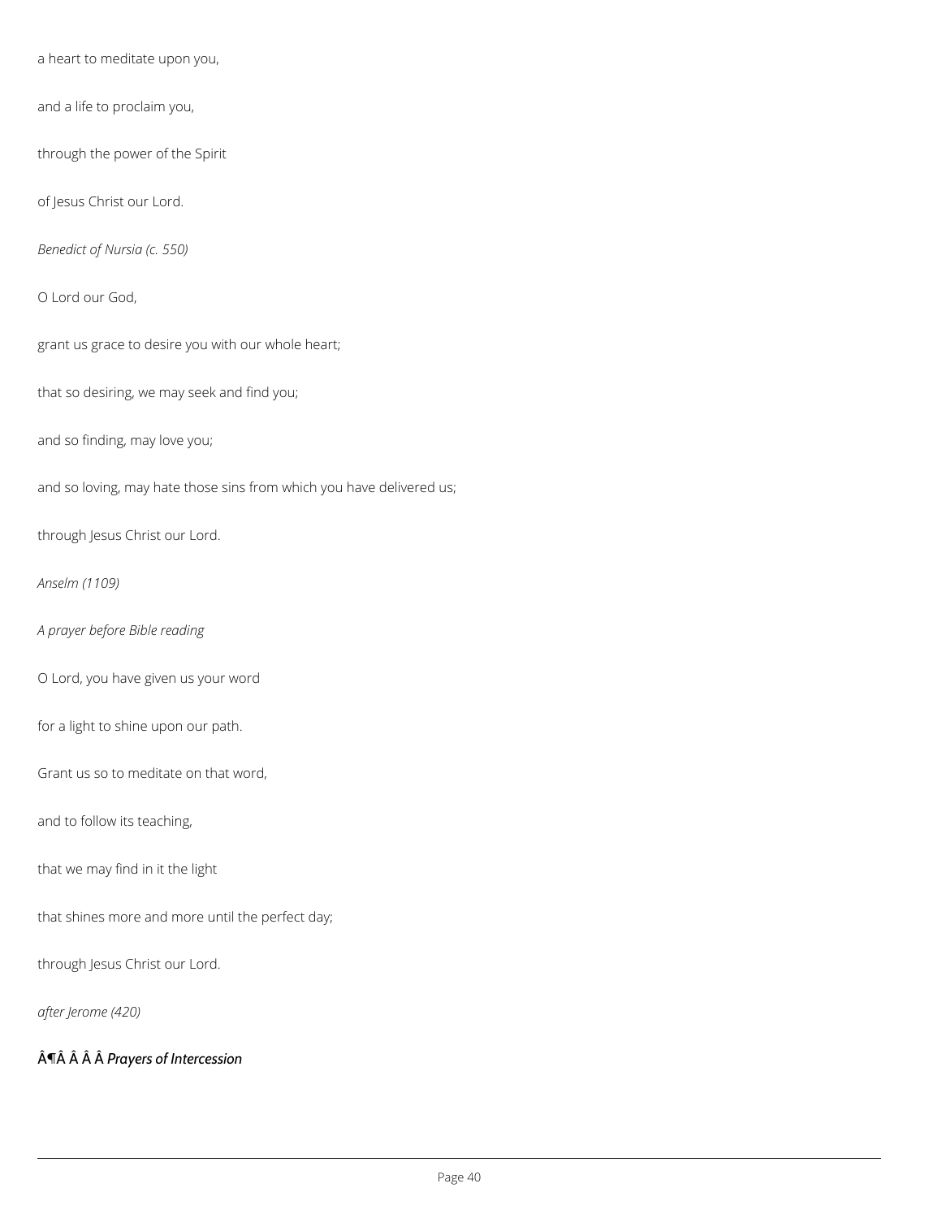a heart to meditate upon you,

and a life to proclaim you,

through the power of the Spirit

of Jesus Christ our Lord.

*Benedict of Nursia (c. 550)*

O Lord our God,

grant us grace to desire you with our whole heart;

that so desiring, we may seek and find you;

and so finding, may love you;

and so loving, may hate those sins from which you have delivered us;

through Jesus Christ our Lord.

*Anselm (1109)*

*A prayer before Bible reading*

O Lord, you have given us your word

for a light to shine upon our path.

Grant us so to meditate on that word,

and to follow its teaching,

that we may find in it the light

that shines more and more until the perfect day;

through Jesus Christ our Lord.

*after Jerome (420)*

**Â¶Â Â Â Â** ***Prayers of Intercession***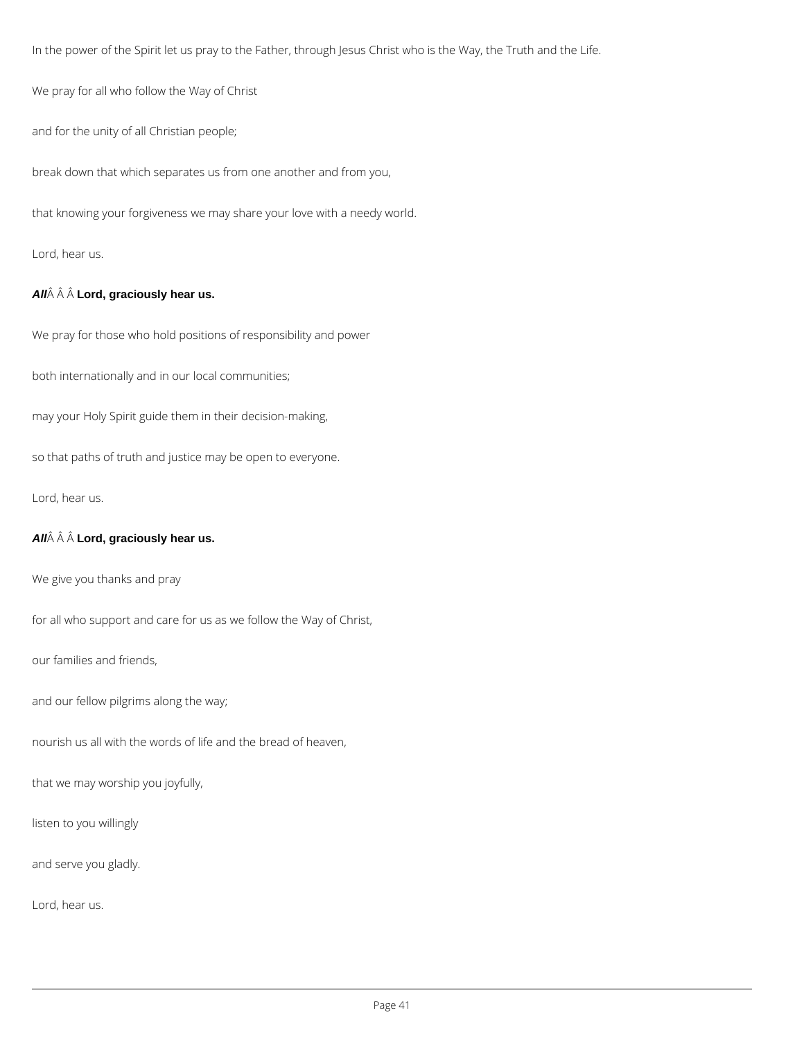In the power of the Spirit let us pray to the Father, through Jesus Christ who is the Way, the Truth and the Life.

We pray for all who follow the Way of Christ

and for the unity of all Christian people;

break down that which separates us from one another and from you,

that knowing your forgiveness we may share your love with a needy world.

Lord, hear us.

***All*** **Lord, graciously hear us.**

We pray for those who hold positions of responsibility and power

both internationally and in our local communities;

may your Holy Spirit guide them in their decision-making,

so that paths of truth and justice may be open to everyone.

Lord, hear us.

***All*** **Lord, graciously hear us.**

We give you thanks and pray

for all who support and care for us as we follow the Way of Christ,

our families and friends,

and our fellow pilgrims along the way;

nourish us all with the words of life and the bread of heaven,

that we may worship you joyfully,

listen to you willingly

and serve you gladly.

Lord, hear us.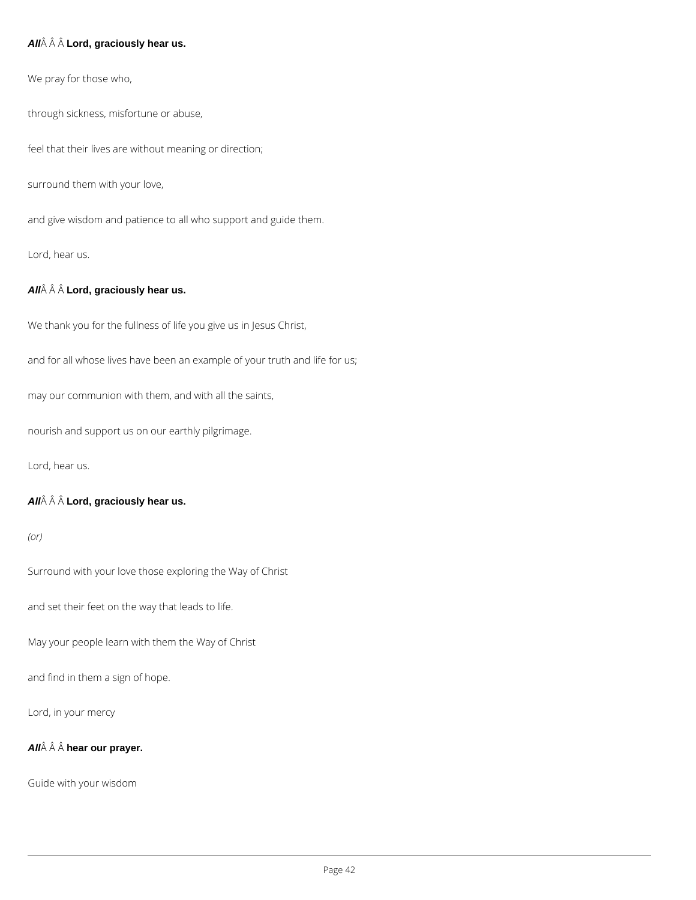***All*** **Lord, graciously hear us.**

We pray for those who,

through sickness, misfortune or abuse,

feel that their lives are without meaning or direction;

surround them with your love,

and give wisdom and patience to all who support and guide them.

Lord, hear us.

***All*** **Lord, graciously hear us.**

We thank you for the fullness of life you give us in Jesus Christ,

and for all whose lives have been an example of your truth and life for us;

may our communion with them, and with all the saints,

nourish and support us on our earthly pilgrimage.

Lord, hear us.

***All*** **Lord, graciously hear us.**

*(or)*

Surround with your love those exploring the Way of Christ

and set their feet on the way that leads to life.

May your people learn with them the Way of Christ

and find in them a sign of hope.

Lord, in your mercy

***All*** **hear our prayer.**

Guide with your wisdom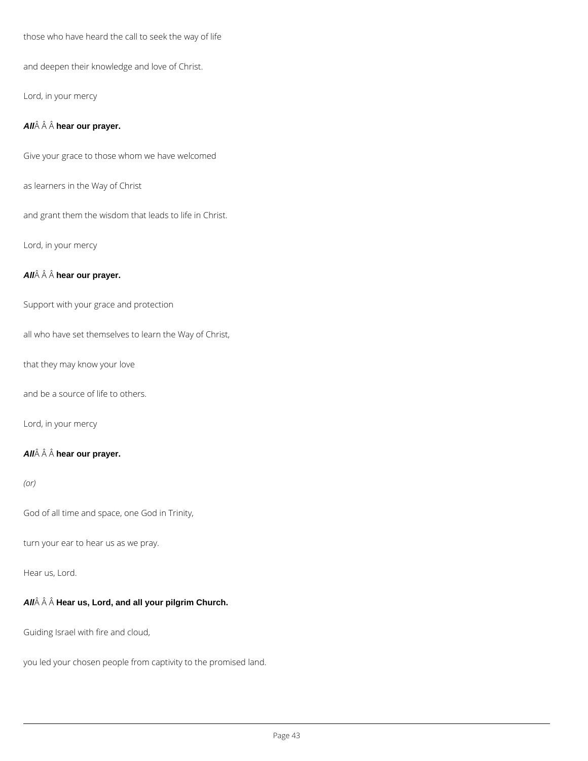those who have heard the call to seek the way of life

and deepen their knowledge and love of Christ.

Lord, in your mercy

***All*** Â Â Â **hear our prayer.**

Give your grace to those whom we have welcomed

as learners in the Way of Christ

and grant them the wisdom that leads to life in Christ.

Lord, in your mercy

***All*** Â Â Â **hear our prayer.**

Support with your grace and protection

all who have set themselves to learn the Way of Christ,

that they may know your love

and be a source of life to others.

Lord, in your mercy

***All*** Â Â Â **hear our prayer.**

*(or)*

God of all time and space, one God in Trinity,

turn your ear to hear us as we pray.

Hear us, Lord.

***All*** Â Â Â **Hear us, Lord, and all your pilgrim Church.**

Guiding Israel with fire and cloud,

you led your chosen people from captivity to the promised land.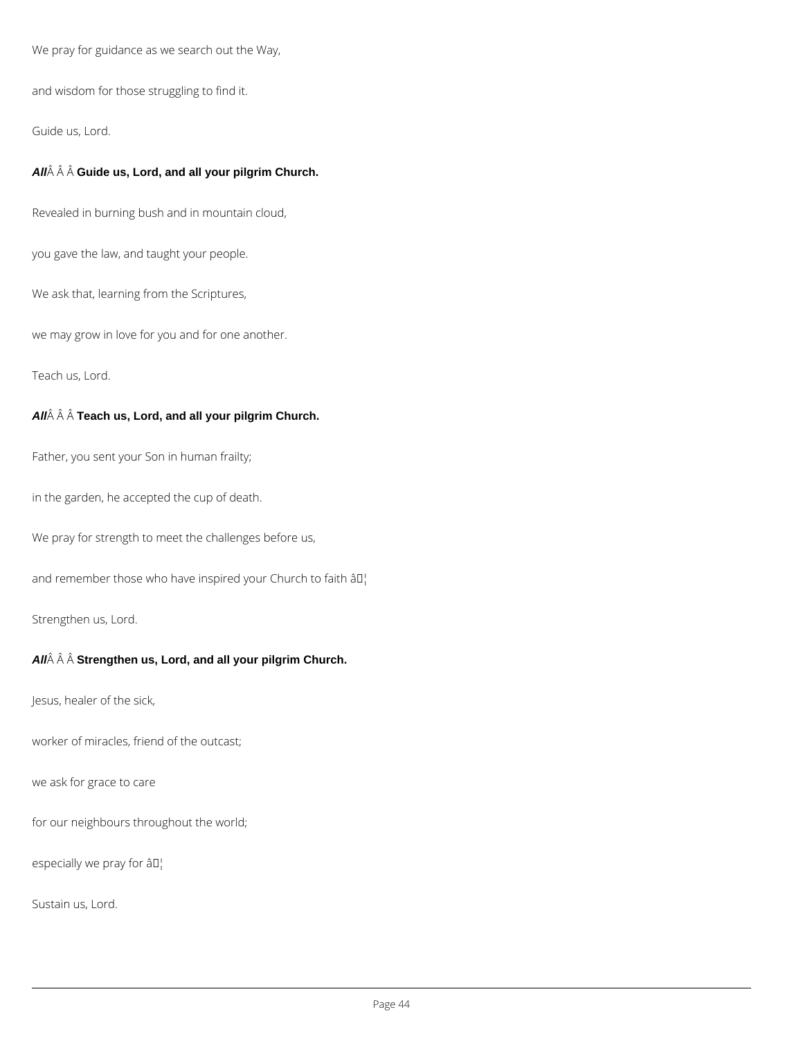We pray for guidance as we search out the Way,

and wisdom for those struggling to find it.

Guide us, Lord.

***All*** **Guide us, Lord, and all your pilgrim Church.**

Revealed in burning bush and in mountain cloud,

you gave the law, and taught your people.

We ask that, learning from the Scriptures,

we may grow in love for you and for one another.

Teach us, Lord.

***All*** **Teach us, Lord, and all your pilgrim Church.**

Father, you sent your Son in human frailty;

in the garden, he accepted the cup of death.

We pray for strength to meet the challenges before us,

and remember those who have inspired your Church to faith …

Strengthen us, Lord.

***All*** **Strengthen us, Lord, and all your pilgrim Church.**

Jesus, healer of the sick,

worker of miracles, friend of the outcast;

we ask for grace to care

for our neighbours throughout the world;

especially we pray for …

Sustain us, Lord.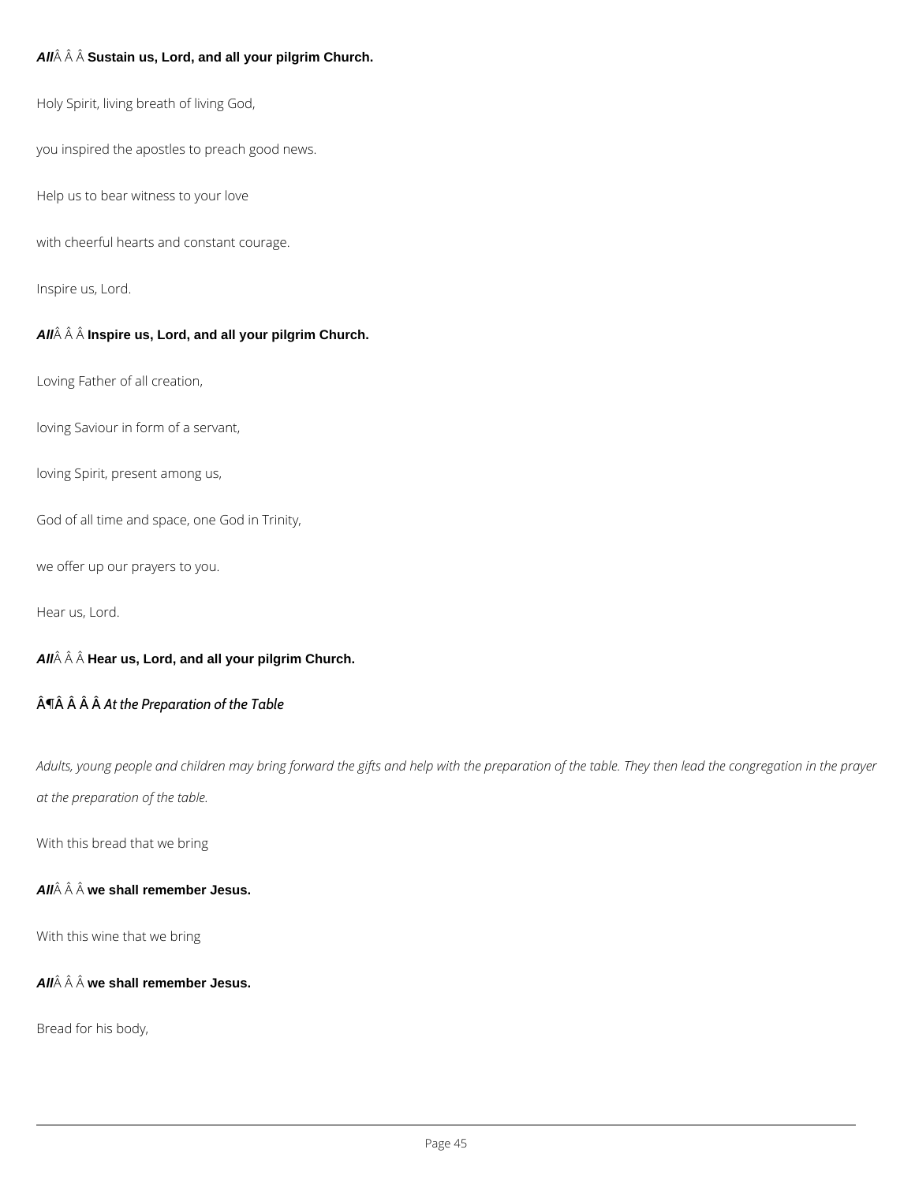***All*** Â Â Â **Sustain us, Lord, and all your pilgrim Church.**

Holy Spirit, living breath of living God,

you inspired the apostles to preach good news.

Help us to bear witness to your love

with cheerful hearts and constant courage.

Inspire us, Lord.

***All*** Â Â Â **Inspire us, Lord, and all your pilgrim Church.**

Loving Father of all creation,

loving Saviour in form of a servant,

loving Spirit, present among us,

God of all time and space, one God in Trinity,

we offer up our prayers to you.

Hear us, Lord.

***All*** Â Â Â **Hear us, Lord, and all your pilgrim Church.**

Â¶Â Â Â Â *At the Preparation of the Table*

*Adults, young people and children may bring forward the gifts and help with the preparation of the table. They then lead the congregation in the prayer at the preparation of the table.*

With this bread that we bring

***All*** Â Â Â **we shall remember Jesus.**

With this wine that we bring

***All*** Â Â Â **we shall remember Jesus.**

Bread for his body,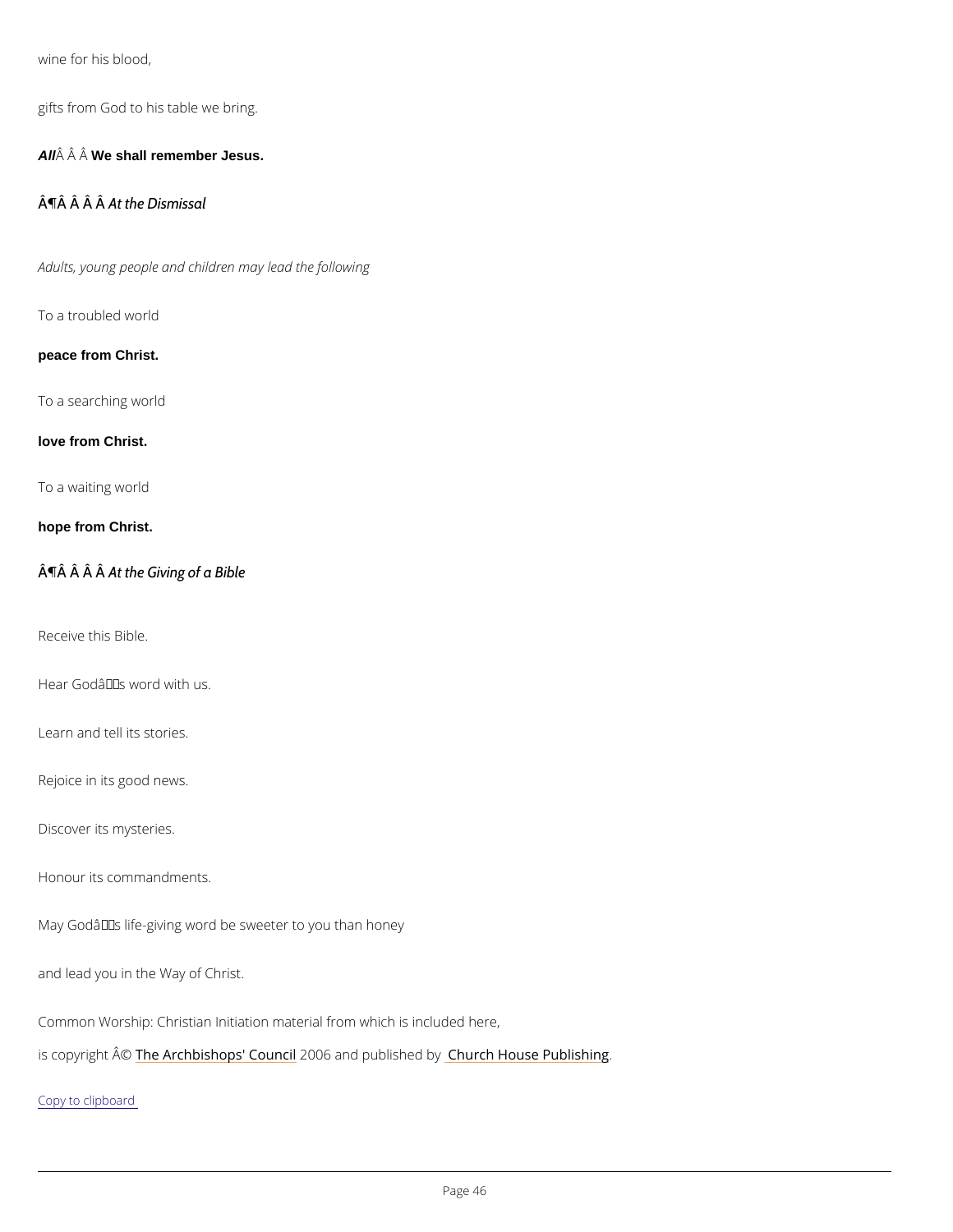wine for his blood,

gifts from God to his table we bring.

***All***Â Â Â **We shall remember Jesus.**

Â¶Â Â Â Â *At the Dismissal*

*Adults, young people and children may lead the following*

To a troubled world

**peace from Christ.**

To a searching world

**love from Christ.**

To a waiting world

**hope from Christ.**

Â¶Â Â Â Â *At the Giving of a Bible*

Receive this Bible.

Hear Godâs word with us.

Learn and tell its stories.

Rejoice in its good news.

Discover its mysteries.

Honour its commandments.

May Godâs life-giving word be sweeter to you than honey

and lead you in the Way of Christ.

Common Worship: Christian Initiation material from which is included here,

is copyright Â© The Archbishops' Council 2006 and published by Church House Publishing.

Copy to clipboard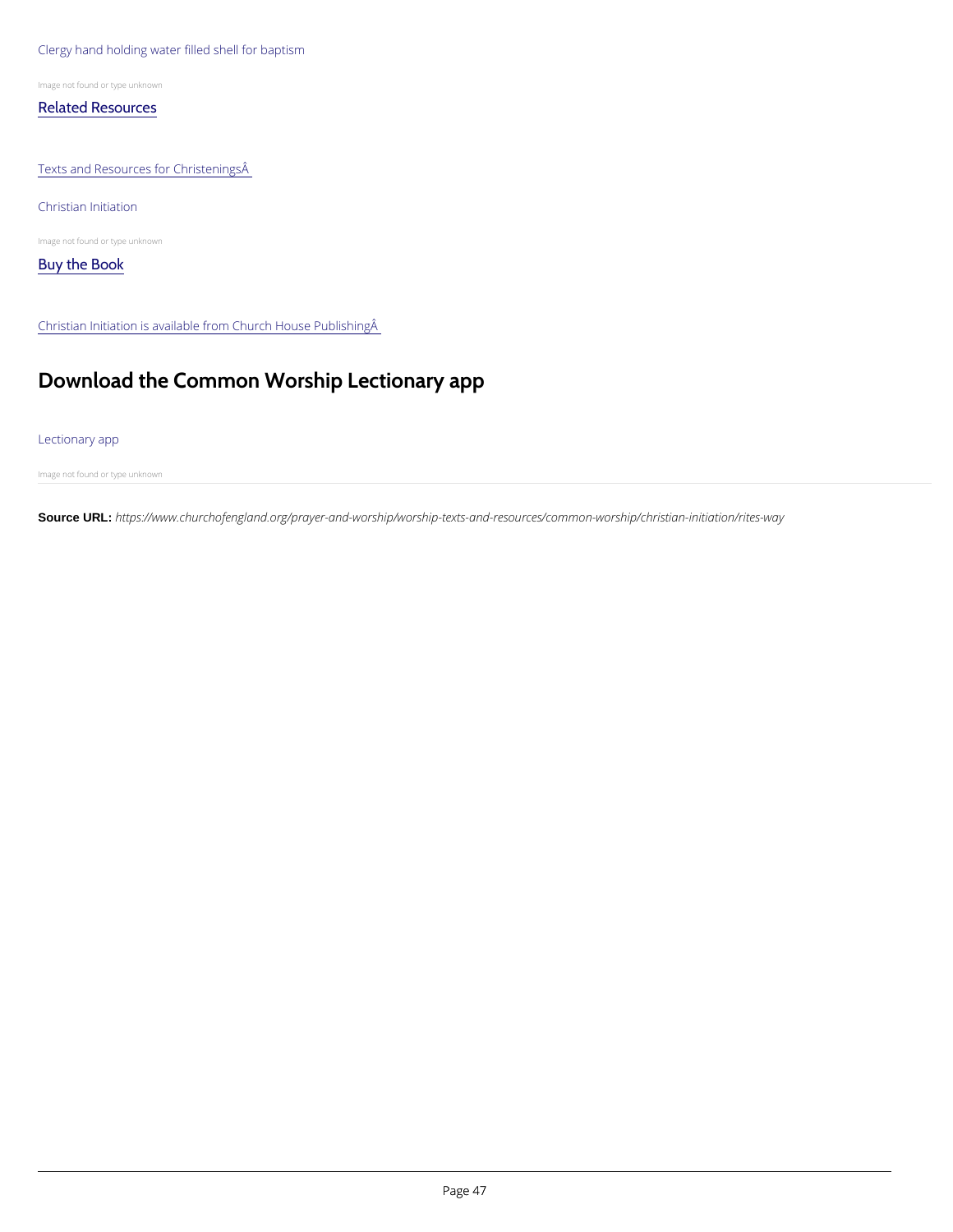Clergy hand holding water filled shell for baptism

Image not found or type unknown

Related Resources

Texts and Resources for ChristeningsÂ

Christian Initiation

Image not found or type unknown

Buy the Book

Christian Initiation is available from Church House PublishingÂ

## Download the Common Worship Lectionary app

Lectionary app

Image not found or type unknown

**Source URL:** *https://www.churchofengland.org/prayer-and-worship/worship-texts-and-resources/common-worship/christian-initiation/rites-way*